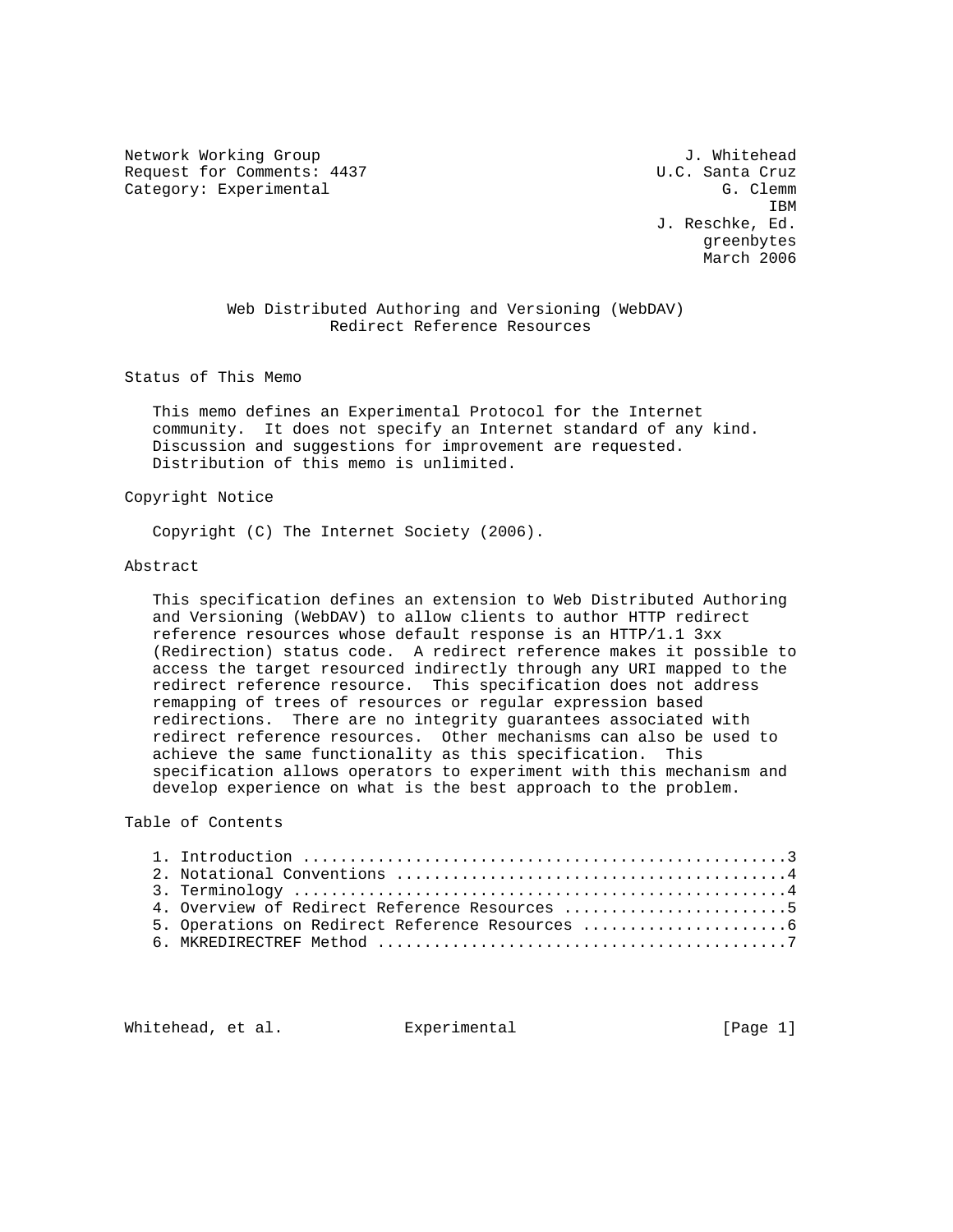Network Working Group J. Whitehead
Request for Comments: 4437 U.C. Santa Cruz
Category: Experimental G. Clemm
IBM
J. Reschke, Ed.
greenbytes
March 2006

# Web Distributed Authoring and Versioning (WebDAV) Redirect Reference Resources

## Status of This Memo

This memo defines an Experimental Protocol for the Internet community. It does not specify an Internet standard of any kind. Discussion and suggestions for improvement are requested. Distribution of this memo is unlimited.

## Copyright Notice

Copyright (C) The Internet Society (2006).

## Abstract

This specification defines an extension to Web Distributed Authoring and Versioning (WebDAV) to allow clients to author HTTP redirect reference resources whose default response is an HTTP/1.1 3xx (Redirection) status code. A redirect reference makes it possible to access the target resourced indirectly through any URI mapped to the redirect reference resource. This specification does not address remapping of trees of resources or regular expression based redirections. There are no integrity guarantees associated with redirect reference resources. Other mechanisms can also be used to achieve the same functionality as this specification. This specification allows operators to experiment with this mechanism and develop experience on what is the best approach to the problem.

## Table of Contents

1. Introduction ....................................................3
2. Notational Conventions ..........................................4
3. Terminology .....................................................4
4. Overview of Redirect Reference Resources ........................5
5. Operations on Redirect Reference Resources ......................6
6. MKREDIRECTREF Method ............................................7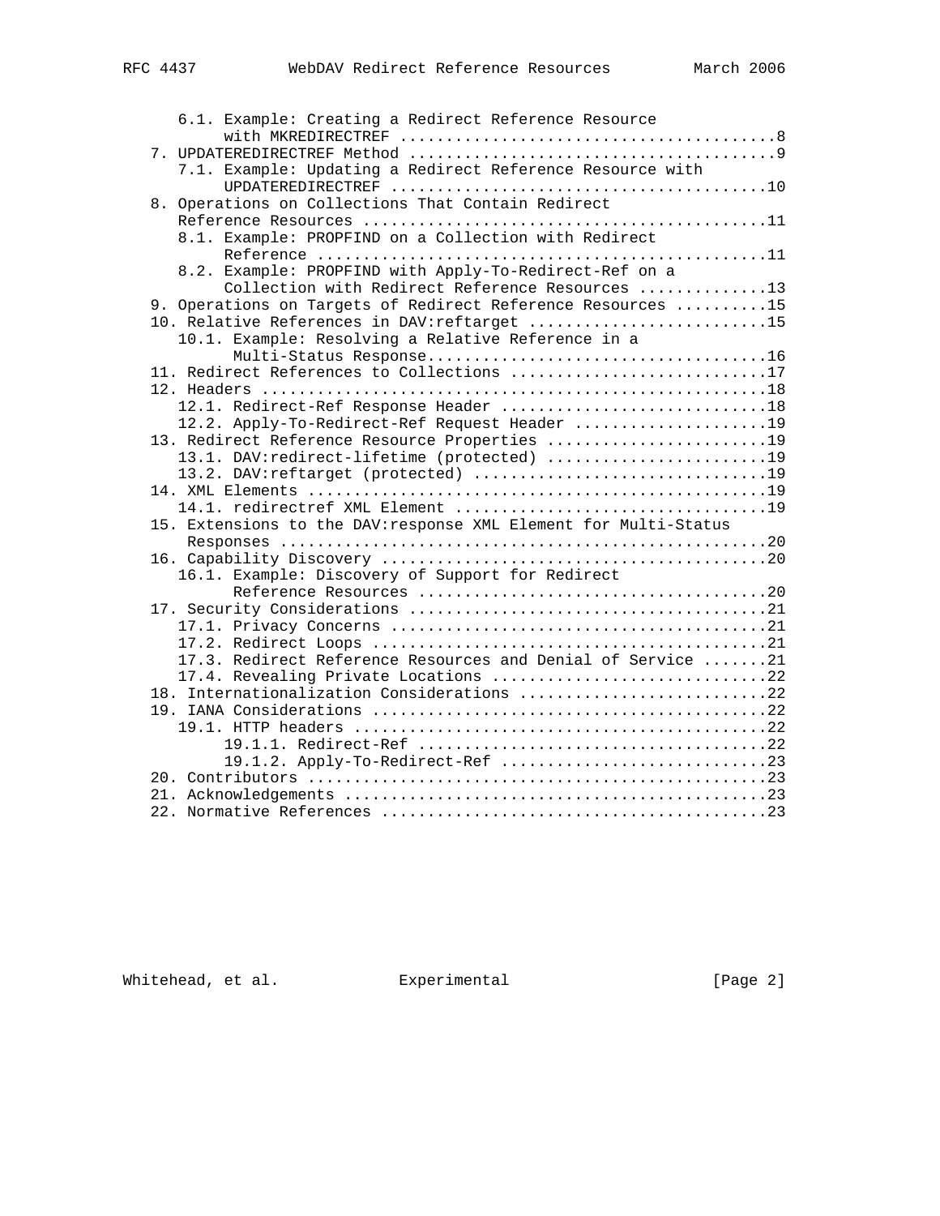```
      6.1. Example: Creating a Redirect Reference Resource
           with MKREDIRECTREF .........................................8
   7. UPDATEREDIRECTREF Method ........................................9
      7.1. Example: Updating a Redirect Reference Resource with
           UPDATEREDIRECTREF .........................................10
   8. Operations on Collections That Contain Redirect
      Reference Resources ............................................11
      8.1. Example: PROPFIND on a Collection with Redirect
           Reference .................................................11
      8.2. Example: PROPFIND with Apply-To-Redirect-Ref on a
           Collection with Redirect Reference Resources ..............13
   9. Operations on Targets of Redirect Reference Resources ..........15
   10. Relative References in DAV:reftarget ..........................15
      10.1. Example: Resolving a Relative Reference in a
            Multi-Status Response.....................................16
   11. Redirect References to Collections ............................17
   12. Headers .......................................................18
      12.1. Redirect-Ref Response Header .............................18
      12.2. Apply-To-Redirect-Ref Request Header .....................19
   13. Redirect Reference Resource Properties ........................19
      13.1. DAV:redirect-lifetime (protected) ........................19
      13.2. DAV:reftarget (protected) ................................19
   14. XML Elements ..................................................19
      14.1. redirectref XML Element ..................................19
   15. Extensions to the DAV:response XML Element for Multi-Status
       Responses .....................................................20
   16. Capability Discovery ..........................................20
      16.1. Example: Discovery of Support for Redirect
            Reference Resources ......................................20
   17. Security Considerations .......................................21
      17.1. Privacy Concerns .........................................21
      17.2. Redirect Loops ...........................................21
      17.3. Redirect Reference Resources and Denial of Service .......21
      17.4. Revealing Private Locations ..............................22
   18. Internationalization Considerations ...........................22
   19. IANA Considerations ...........................................22
      19.1. HTTP headers .............................................22
           19.1.1. Redirect-Ref ......................................22
           19.1.2. Apply-To-Redirect-Ref .............................23
   20. Contributors ..................................................23
   21. Acknowledgements ..............................................23
   22. Normative References ..........................................23
```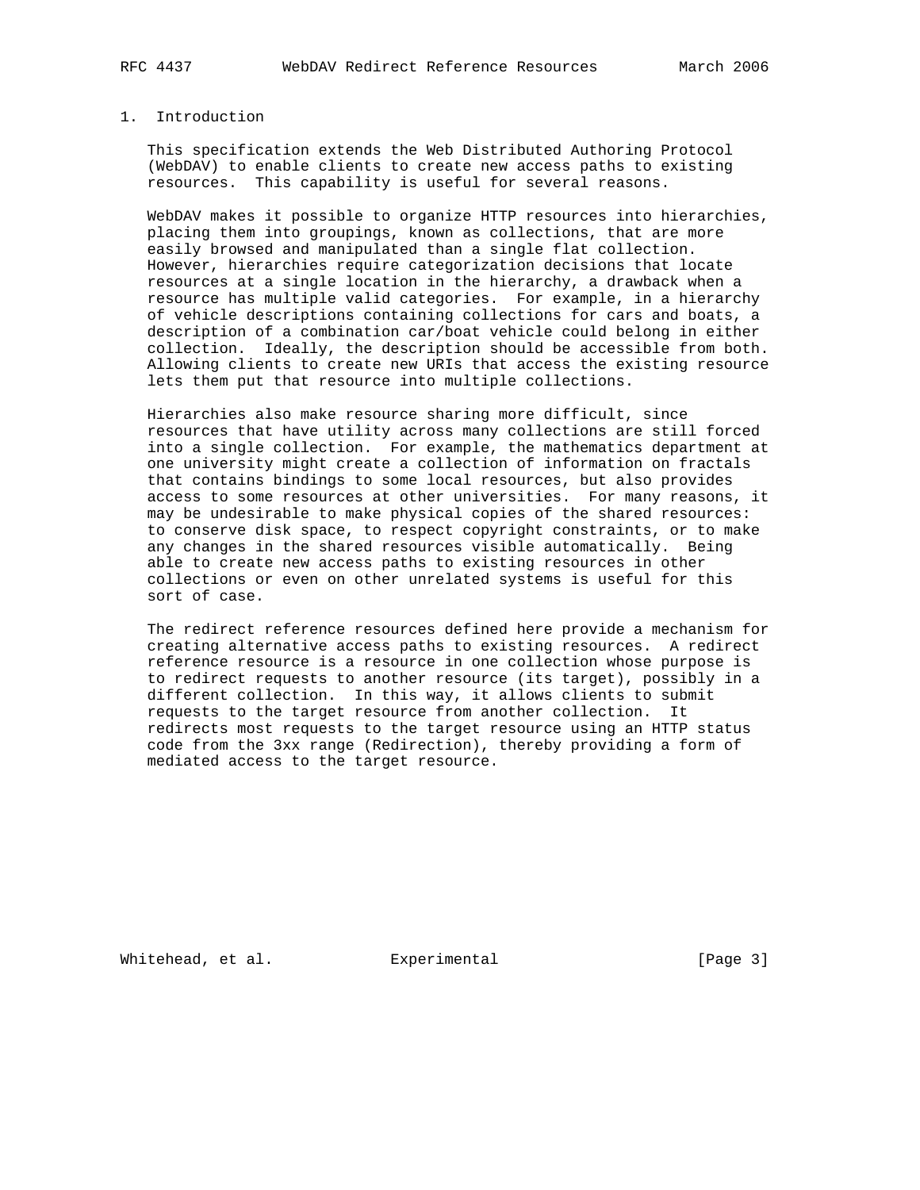# 1. Introduction

This specification extends the Web Distributed Authoring Protocol (WebDAV) to enable clients to create new access paths to existing resources. This capability is useful for several reasons.

WebDAV makes it possible to organize HTTP resources into hierarchies, placing them into groupings, known as collections, that are more easily browsed and manipulated than a single flat collection. However, hierarchies require categorization decisions that locate resources at a single location in the hierarchy, a drawback when a resource has multiple valid categories. For example, in a hierarchy of vehicle descriptions containing collections for cars and boats, a description of a combination car/boat vehicle could belong in either collection. Ideally, the description should be accessible from both. Allowing clients to create new URIs that access the existing resource lets them put that resource into multiple collections.

Hierarchies also make resource sharing more difficult, since resources that have utility across many collections are still forced into a single collection. For example, the mathematics department at one university might create a collection of information on fractals that contains bindings to some local resources, but also provides access to some resources at other universities. For many reasons, it may be undesirable to make physical copies of the shared resources: to conserve disk space, to respect copyright constraints, or to make any changes in the shared resources visible automatically. Being able to create new access paths to existing resources in other collections or even on other unrelated systems is useful for this sort of case.

The redirect reference resources defined here provide a mechanism for creating alternative access paths to existing resources. A redirect reference resource is a resource in one collection whose purpose is to redirect requests to another resource (its target), possibly in a different collection. In this way, it allows clients to submit requests to the target resource from another collection. It redirects most requests to the target resource using an HTTP status code from the 3xx range (Redirection), thereby providing a form of mediated access to the target resource.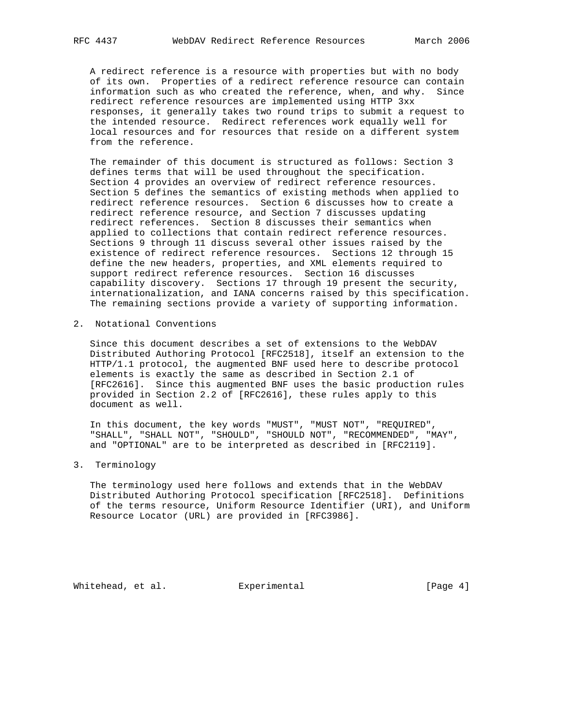A redirect reference is a resource with properties but with no body of its own. Properties of a redirect reference resource can contain information such as who created the reference, when, and why. Since redirect reference resources are implemented using HTTP 3xx responses, it generally takes two round trips to submit a request to the intended resource. Redirect references work equally well for local resources and for resources that reside on a different system from the reference.

The remainder of this document is structured as follows: Section 3 defines terms that will be used throughout the specification. Section 4 provides an overview of redirect reference resources. Section 5 defines the semantics of existing methods when applied to redirect reference resources. Section 6 discusses how to create a redirect reference resource, and Section 7 discusses updating redirect references. Section 8 discusses their semantics when applied to collections that contain redirect reference resources. Sections 9 through 11 discuss several other issues raised by the existence of redirect reference resources. Sections 12 through 15 define the new headers, properties, and XML elements required to support redirect reference resources. Section 16 discusses capability discovery. Sections 17 through 19 present the security, internationalization, and IANA concerns raised by this specification. The remaining sections provide a variety of supporting information.

## 2. Notational Conventions

Since this document describes a set of extensions to the WebDAV Distributed Authoring Protocol [RFC2518], itself an extension to the HTTP/1.1 protocol, the augmented BNF used here to describe protocol elements is exactly the same as described in Section 2.1 of [RFC2616]. Since this augmented BNF uses the basic production rules provided in Section 2.2 of [RFC2616], these rules apply to this document as well.

In this document, the key words "MUST", "MUST NOT", "REQUIRED", "SHALL", "SHALL NOT", "SHOULD", "SHOULD NOT", "RECOMMENDED", "MAY", and "OPTIONAL" are to be interpreted as described in [RFC2119].

## 3. Terminology

The terminology used here follows and extends that in the WebDAV Distributed Authoring Protocol specification [RFC2518]. Definitions of the terms resource, Uniform Resource Identifier (URI), and Uniform Resource Locator (URL) are provided in [RFC3986].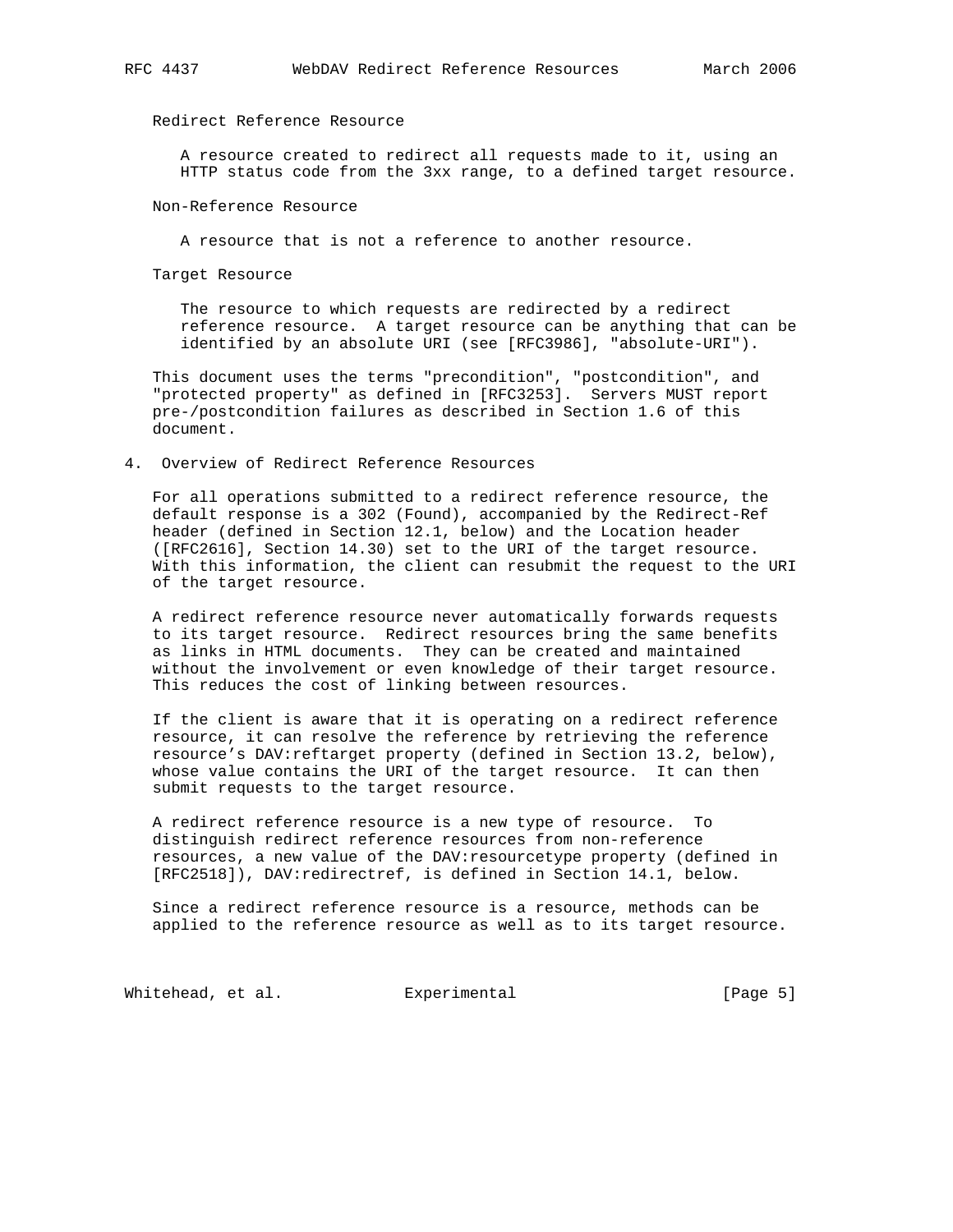Redirect Reference Resource

A resource created to redirect all requests made to it, using an HTTP status code from the 3xx range, to a defined target resource.

Non-Reference Resource

A resource that is not a reference to another resource.

Target Resource

The resource to which requests are redirected by a redirect reference resource. A target resource can be anything that can be identified by an absolute URI (see [RFC3986], "absolute-URI").

This document uses the terms "precondition", "postcondition", and "protected property" as defined in [RFC3253]. Servers MUST report pre-/postcondition failures as described in Section 1.6 of this document.

## 4. Overview of Redirect Reference Resources

For all operations submitted to a redirect reference resource, the default response is a 302 (Found), accompanied by the Redirect-Ref header (defined in Section 12.1, below) and the Location header ([RFC2616], Section 14.30) set to the URI of the target resource. With this information, the client can resubmit the request to the URI of the target resource.

A redirect reference resource never automatically forwards requests to its target resource. Redirect resources bring the same benefits as links in HTML documents. They can be created and maintained without the involvement or even knowledge of their target resource. This reduces the cost of linking between resources.

If the client is aware that it is operating on a redirect reference resource, it can resolve the reference by retrieving the reference resource's DAV:reftarget property (defined in Section 13.2, below), whose value contains the URI of the target resource. It can then submit requests to the target resource.

A redirect reference resource is a new type of resource. To distinguish redirect reference resources from non-reference resources, a new value of the DAV:resourcetype property (defined in [RFC2518]), DAV:redirectref, is defined in Section 14.1, below.

Since a redirect reference resource is a resource, methods can be applied to the reference resource as well as to its target resource.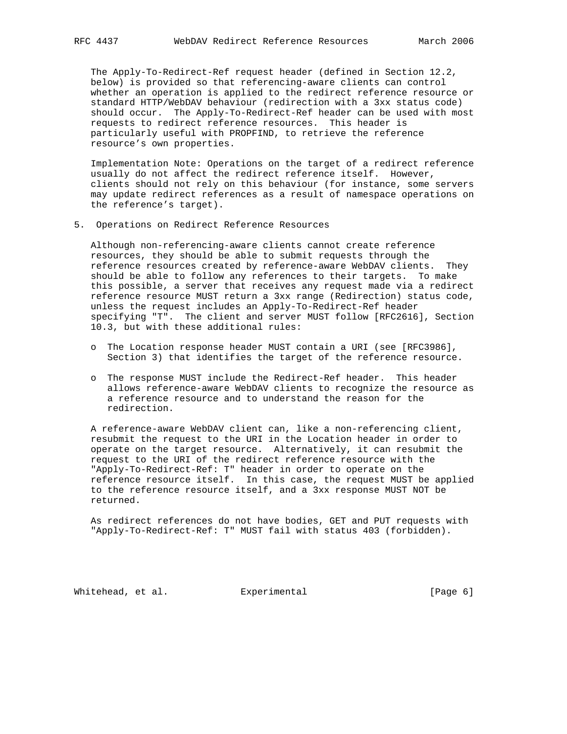The Apply-To-Redirect-Ref request header (defined in Section 12.2, below) is provided so that referencing-aware clients can control whether an operation is applied to the redirect reference resource or standard HTTP/WebDAV behaviour (redirection with a 3xx status code) should occur. The Apply-To-Redirect-Ref header can be used with most requests to redirect reference resources. This header is particularly useful with PROPFIND, to retrieve the reference resource's own properties.

Implementation Note: Operations on the target of a redirect reference usually do not affect the redirect reference itself. However, clients should not rely on this behaviour (for instance, some servers may update redirect references as a result of namespace operations on the reference's target).

## 5. Operations on Redirect Reference Resources

Although non-referencing-aware clients cannot create reference resources, they should be able to submit requests through the reference resources created by reference-aware WebDAV clients. They should be able to follow any references to their targets. To make this possible, a server that receives any request made via a redirect reference resource MUST return a 3xx range (Redirection) status code, unless the request includes an Apply-To-Redirect-Ref header specifying "T". The client and server MUST follow [RFC2616], Section 10.3, but with these additional rules:

- The Location response header MUST contain a URI (see [RFC3986], Section 3) that identifies the target of the reference resource.
- The response MUST include the Redirect-Ref header. This header allows reference-aware WebDAV clients to recognize the resource as a reference resource and to understand the reason for the redirection.

A reference-aware WebDAV client can, like a non-referencing client, resubmit the request to the URI in the Location header in order to operate on the target resource. Alternatively, it can resubmit the request to the URI of the redirect reference resource with the "Apply-To-Redirect-Ref: T" header in order to operate on the reference resource itself. In this case, the request MUST be applied to the reference resource itself, and a 3xx response MUST NOT be returned.

As redirect references do not have bodies, GET and PUT requests with "Apply-To-Redirect-Ref: T" MUST fail with status 403 (forbidden).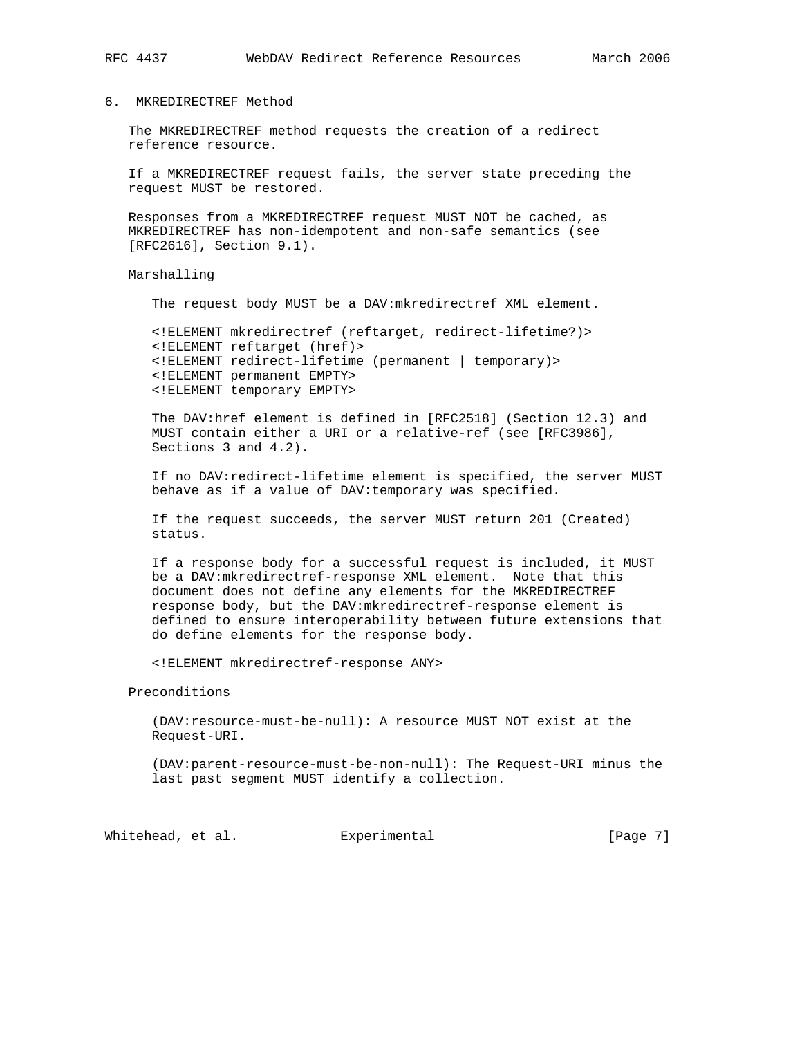## 6. MKREDIRECTREF Method

The MKREDIRECTREF method requests the creation of a redirect reference resource.

If a MKREDIRECTREF request fails, the server state preceding the request MUST be restored.

Responses from a MKREDIRECTREF request MUST NOT be cached, as MKREDIRECTREF has non-idempotent and non-safe semantics (see [RFC2616], Section 9.1).

Marshalling

The request body MUST be a DAV:mkredirectref XML element.

```
<!ELEMENT mkredirectref (reftarget, redirect-lifetime?)>
<!ELEMENT reftarget (href)>
<!ELEMENT redirect-lifetime (permanent | temporary)>
<!ELEMENT permanent EMPTY>
<!ELEMENT temporary EMPTY>
```

The DAV:href element is defined in [RFC2518] (Section 12.3) and MUST contain either a URI or a relative-ref (see [RFC3986], Sections 3 and 4.2).

If no DAV:redirect-lifetime element is specified, the server MUST behave as if a value of DAV:temporary was specified.

If the request succeeds, the server MUST return 201 (Created) status.

If a response body for a successful request is included, it MUST be a DAV:mkredirectref-response XML element. Note that this document does not define any elements for the MKREDIRECTREF response body, but the DAV:mkredirectref-response element is defined to ensure interoperability between future extensions that do define elements for the response body.

```
<!ELEMENT mkredirectref-response ANY>
```

Preconditions

(DAV:resource-must-be-null): A resource MUST NOT exist at the Request-URI.

(DAV:parent-resource-must-be-non-null): The Request-URI minus the last past segment MUST identify a collection.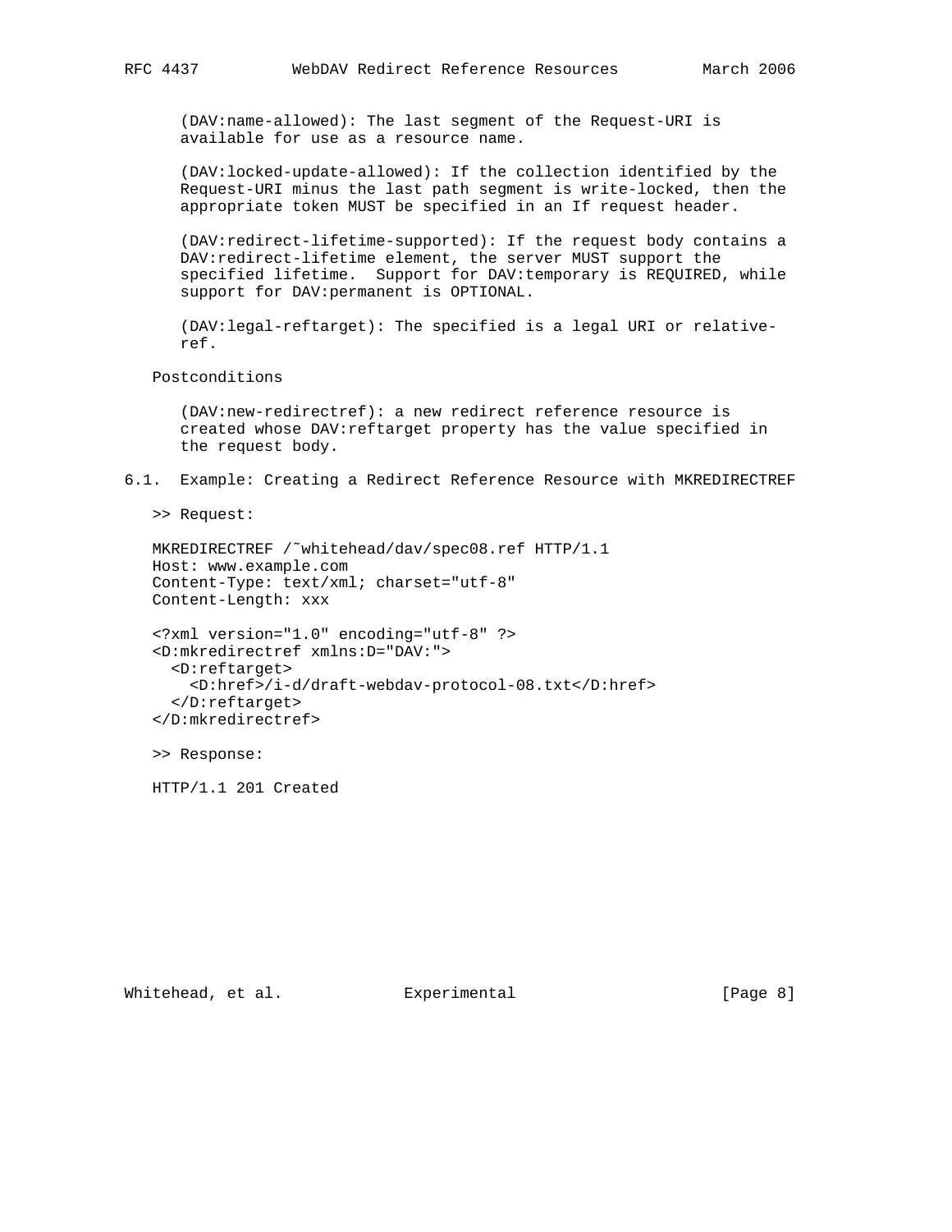(DAV:name-allowed): The last segment of the Request-URI is available for use as a resource name.

(DAV:locked-update-allowed): If the collection identified by the Request-URI minus the last path segment is write-locked, then the appropriate token MUST be specified in an If request header.

(DAV:redirect-lifetime-supported): If the request body contains a DAV:redirect-lifetime element, the server MUST support the specified lifetime. Support for DAV:temporary is REQUIRED, while support for DAV:permanent is OPTIONAL.

(DAV:legal-reftarget): The specified is a legal URI or relative-ref.

Postconditions

(DAV:new-redirectref): a new redirect reference resource is created whose DAV:reftarget property has the value specified in the request body.

### 6.1. Example: Creating a Redirect Reference Resource with MKREDIRECTREF

>> Request:

```
MKREDIRECTREF /~whitehead/dav/spec08.ref HTTP/1.1
Host: www.example.com
Content-Type: text/xml; charset="utf-8"
Content-Length: xxx

<?xml version="1.0" encoding="utf-8" ?>
<D:mkredirectref xmlns:D="DAV:">
  <D:reftarget>
    <D:href>/i-d/draft-webdav-protocol-08.txt</D:href>
  </D:reftarget>
</D:mkredirectref>
```

>> Response:

```
HTTP/1.1 201 Created
```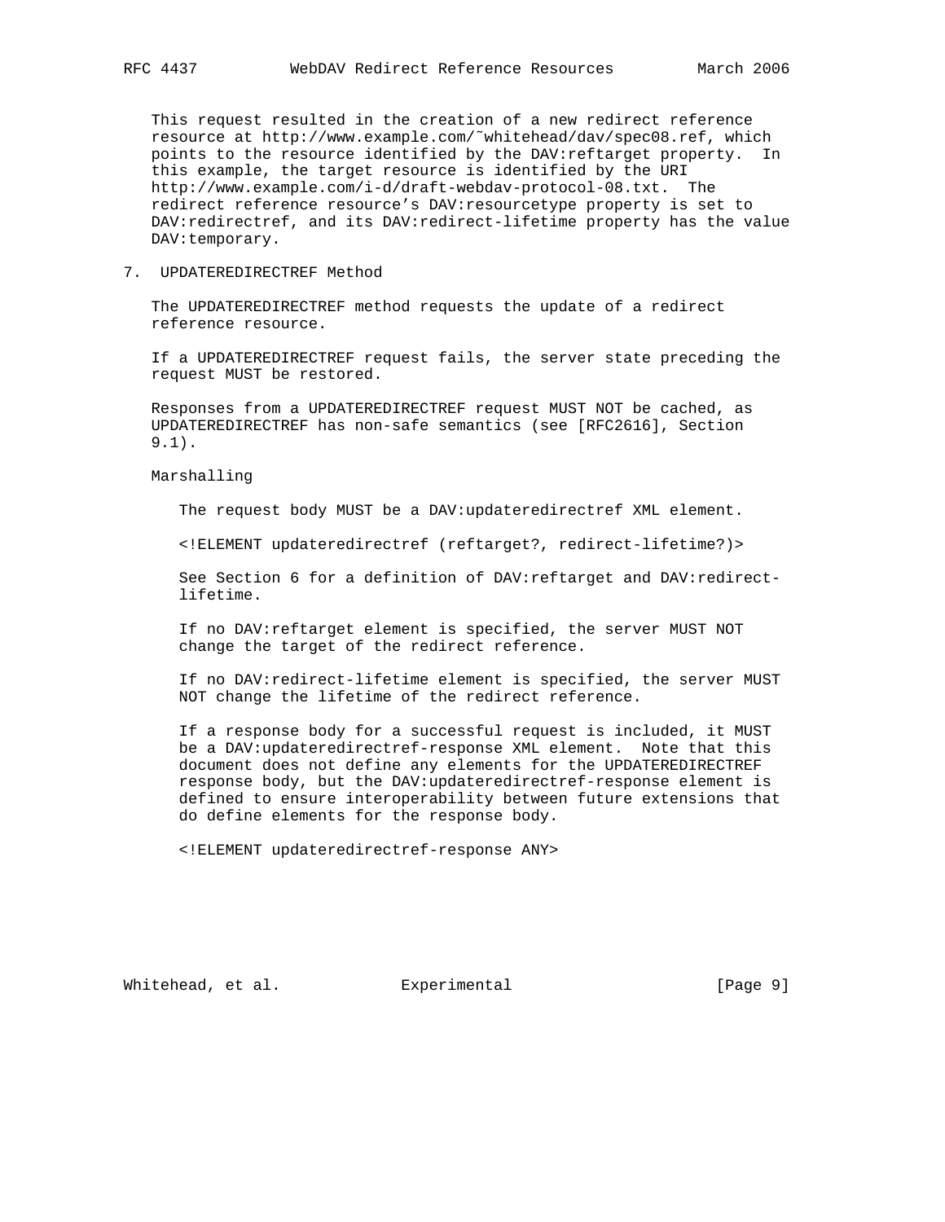This request resulted in the creation of a new redirect reference resource at http://www.example.com/˜whitehead/dav/spec08.ref, which points to the resource identified by the DAV:reftarget property. In this example, the target resource is identified by the URI http://www.example.com/i-d/draft-webdav-protocol-08.txt. The redirect reference resource's DAV:resourcetype property is set to DAV:redirectref, and its DAV:redirect-lifetime property has the value DAV:temporary.

## 7. UPDATEREDIRECTREF Method

The UPDATEREDIRECTREF method requests the update of a redirect reference resource.

If a UPDATEREDIRECTREF request fails, the server state preceding the request MUST be restored.

Responses from a UPDATEREDIRECTREF request MUST NOT be cached, as UPDATEREDIRECTREF has non-safe semantics (see [RFC2616], Section 9.1).

Marshalling

The request body MUST be a DAV:updateredirectref XML element.

```
<!ELEMENT updateredirectref (reftarget?, redirect-lifetime?)>
```

See Section 6 for a definition of DAV:reftarget and DAV:redirect-lifetime.

If no DAV:reftarget element is specified, the server MUST NOT change the target of the redirect reference.

If no DAV:redirect-lifetime element is specified, the server MUST NOT change the lifetime of the redirect reference.

If a response body for a successful request is included, it MUST be a DAV:updateredirectref-response XML element. Note that this document does not define any elements for the UPDATEREDIRECTREF response body, but the DAV:updateredirectref-response element is defined to ensure interoperability between future extensions that do define elements for the response body.

```
<!ELEMENT updateredirectref-response ANY>
```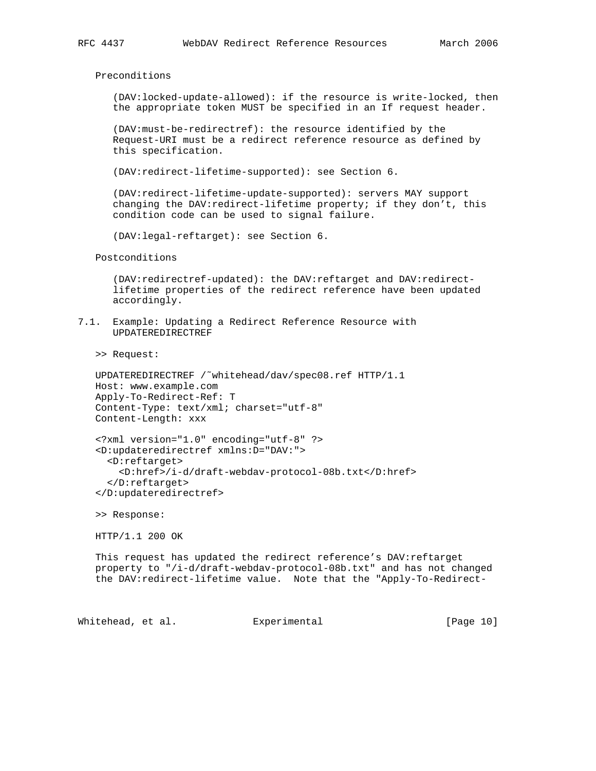Preconditions

(DAV:locked-update-allowed): if the resource is write-locked, then the appropriate token MUST be specified in an If request header.

(DAV:must-be-redirectref): the resource identified by the Request-URI must be a redirect reference resource as defined by this specification.

(DAV:redirect-lifetime-supported): see Section 6.

(DAV:redirect-lifetime-update-supported): servers MAY support changing the DAV:redirect-lifetime property; if they don't, this condition code can be used to signal failure.

(DAV:legal-reftarget): see Section 6.

Postconditions

(DAV:redirectref-updated): the DAV:reftarget and DAV:redirect-lifetime properties of the redirect reference have been updated accordingly.

### 7.1. Example: Updating a Redirect Reference Resource with UPDATEREDIRECTREF

>> Request:

```
UPDATEREDIRECTREF /~whitehead/dav/spec08.ref HTTP/1.1
Host: www.example.com
Apply-To-Redirect-Ref: T
Content-Type: text/xml; charset="utf-8"
Content-Length: xxx

<?xml version="1.0" encoding="utf-8" ?>
<D:updateredirectref xmlns:D="DAV:">
  <D:reftarget>
    <D:href>/i-d/draft-webdav-protocol-08b.txt</D:href>
  </D:reftarget>
</D:updateredirectref>
```

>> Response:

```
HTTP/1.1 200 OK
```

This request has updated the redirect reference's DAV:reftarget property to "/i-d/draft-webdav-protocol-08b.txt" and has not changed the DAV:redirect-lifetime value. Note that the "Apply-To-Redirect-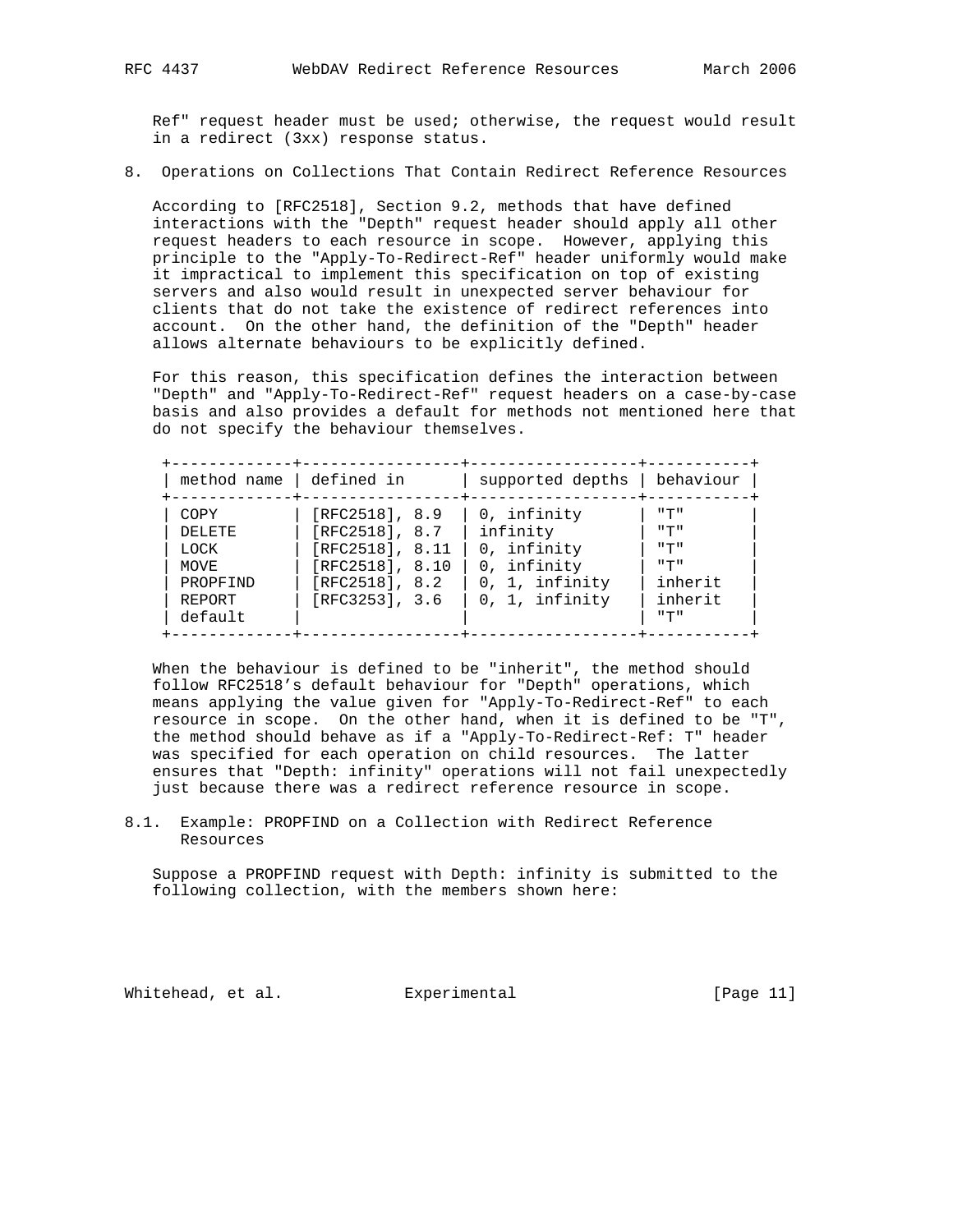Ref" request header must be used; otherwise, the request would result in a redirect (3xx) response status.

## 8. Operations on Collections That Contain Redirect Reference Resources

According to [RFC2518], Section 9.2, methods that have defined interactions with the "Depth" request header should apply all other request headers to each resource in scope. However, applying this principle to the "Apply-To-Redirect-Ref" header uniformly would make it impractical to implement this specification on top of existing servers and also would result in unexpected server behaviour for clients that do not take the existence of redirect references into account. On the other hand, the definition of the "Depth" header allows alternate behaviours to be explicitly defined.

For this reason, this specification defines the interaction between "Depth" and "Apply-To-Redirect-Ref" request headers on a case-by-case basis and also provides a default for methods not mentioned here that do not specify the behaviour themselves.

| method name | defined in | supported depths | behaviour |
|---|---|---|---|
| COPY | [RFC2518], 8.9 | 0, infinity | "T" |
| DELETE | [RFC2518], 8.7 | infinity | "T" |
| LOCK | [RFC2518], 8.11 | 0, infinity | "T" |
| MOVE | [RFC2518], 8.10 | 0, infinity | "T" |
| PROPFIND | [RFC2518], 8.2 | 0, 1, infinity | inherit |
| REPORT | [RFC3253], 3.6 | 0, 1, infinity | inherit |
| default | | | "T" |

When the behaviour is defined to be "inherit", the method should follow RFC2518's default behaviour for "Depth" operations, which means applying the value given for "Apply-To-Redirect-Ref" to each resource in scope. On the other hand, when it is defined to be "T", the method should behave as if a "Apply-To-Redirect-Ref: T" header was specified for each operation on child resources. The latter ensures that "Depth: infinity" operations will not fail unexpectedly just because there was a redirect reference resource in scope.

### 8.1. Example: PROPFIND on a Collection with Redirect Reference Resources

Suppose a PROPFIND request with Depth: infinity is submitted to the following collection, with the members shown here: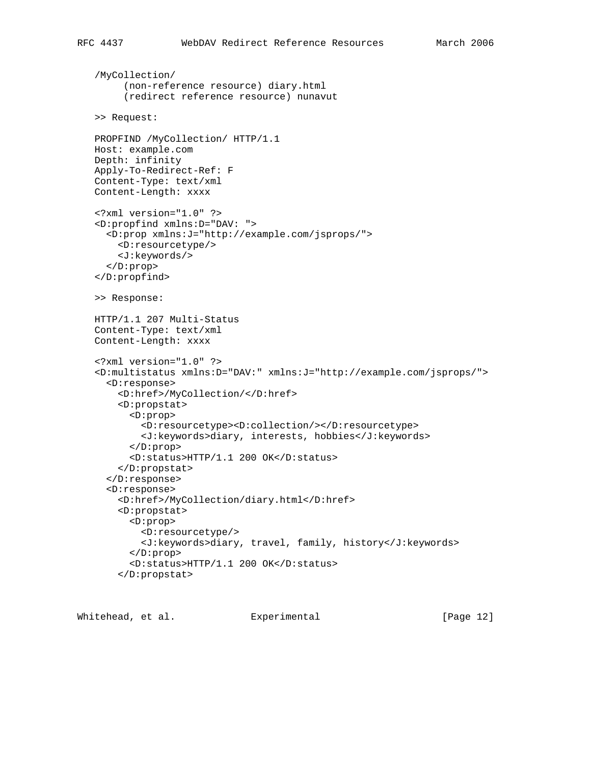```
/MyCollection/
     (non-reference resource) diary.html
     (redirect reference resource) nunavut
```

\>> Request:

```
PROPFIND /MyCollection/ HTTP/1.1
Host: example.com
Depth: infinity
Apply-To-Redirect-Ref: F
Content-Type: text/xml
Content-Length: xxxx

<?xml version="1.0" ?>
<D:propfind xmlns:D="DAV: ">
  <D:prop xmlns:J="http://example.com/jsprops/">
    <D:resourcetype/>
    <J:keywords/>
  </D:prop>
</D:propfind>
```

\>> Response:

```
HTTP/1.1 207 Multi-Status
Content-Type: text/xml
Content-Length: xxxx

<?xml version="1.0" ?>
<D:multistatus xmlns:D="DAV:" xmlns:J="http://example.com/jsprops/">
  <D:response>
    <D:href>/MyCollection/</D:href>
    <D:propstat>
      <D:prop>
        <D:resourcetype><D:collection/></D:resourcetype>
        <J:keywords>diary, interests, hobbies</J:keywords>
      </D:prop>
      <D:status>HTTP/1.1 200 OK</D:status>
    </D:propstat>
  </D:response>
  <D:response>
    <D:href>/MyCollection/diary.html</D:href>
    <D:propstat>
      <D:prop>
        <D:resourcetype/>
        <J:keywords>diary, travel, family, history</J:keywords>
      </D:prop>
      <D:status>HTTP/1.1 200 OK</D:status>
    </D:propstat>
```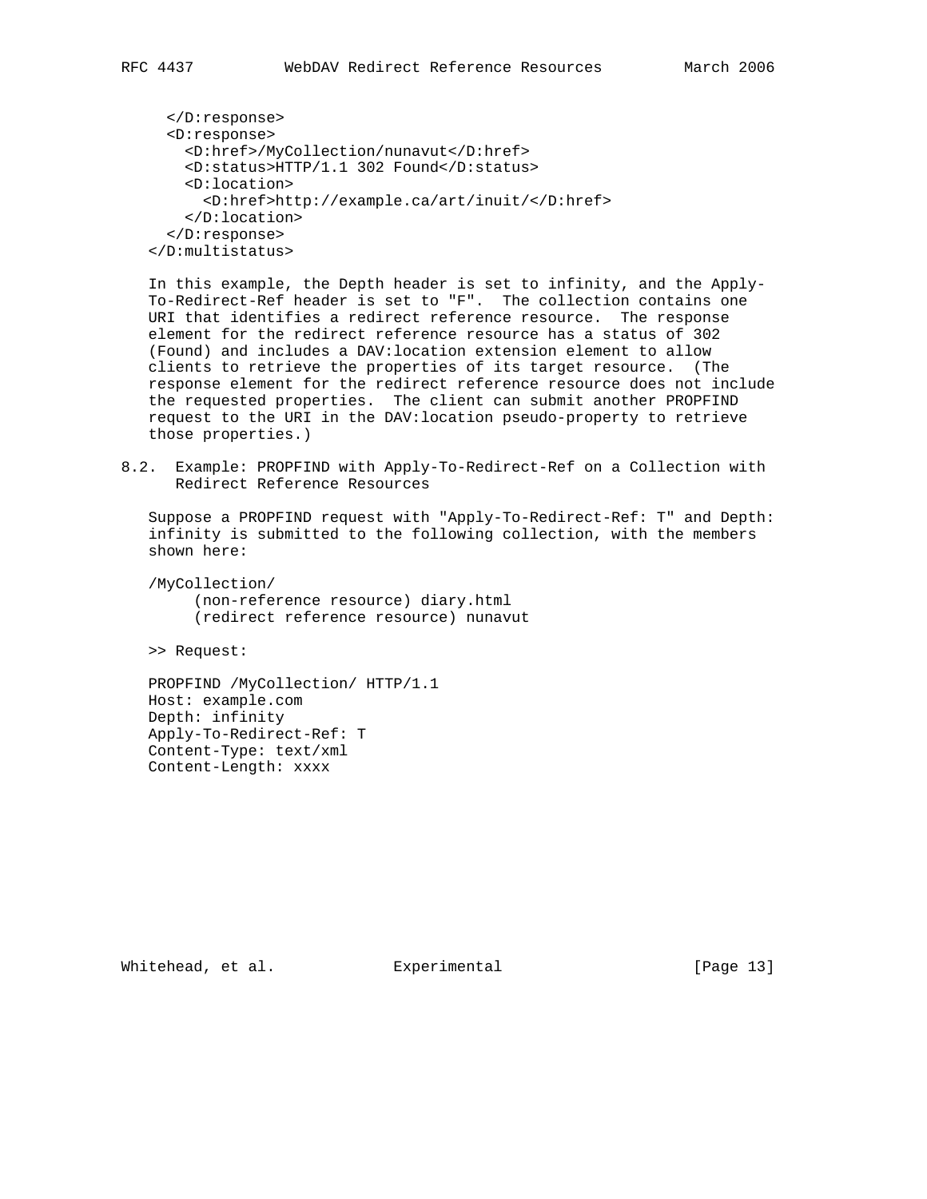```
   </D:response>
   <D:response>
     <D:href>/MyCollection/nunavut</D:href>
     <D:status>HTTP/1.1 302 Found</D:status>
     <D:location>
       <D:href>http://example.ca/art/inuit/</D:href>
     </D:location>
   </D:response>
 </D:multistatus>
```

In this example, the Depth header is set to infinity, and the Apply-To-Redirect-Ref header is set to "F". The collection contains one URI that identifies a redirect reference resource. The response element for the redirect reference resource has a status of 302 (Found) and includes a DAV:location extension element to allow clients to retrieve the properties of its target resource. (The response element for the redirect reference resource does not include the requested properties. The client can submit another PROPFIND request to the URI in the DAV:location pseudo-property to retrieve those properties.)

## 8.2. Example: PROPFIND with Apply-To-Redirect-Ref on a Collection with Redirect Reference Resources

Suppose a PROPFIND request with "Apply-To-Redirect-Ref: T" and Depth: infinity is submitted to the following collection, with the members shown here:

```
/MyCollection/
     (non-reference resource) diary.html
     (redirect reference resource) nunavut
```

>> Request:

```
PROPFIND /MyCollection/ HTTP/1.1
Host: example.com
Depth: infinity
Apply-To-Redirect-Ref: T
Content-Type: text/xml
Content-Length: xxxx
```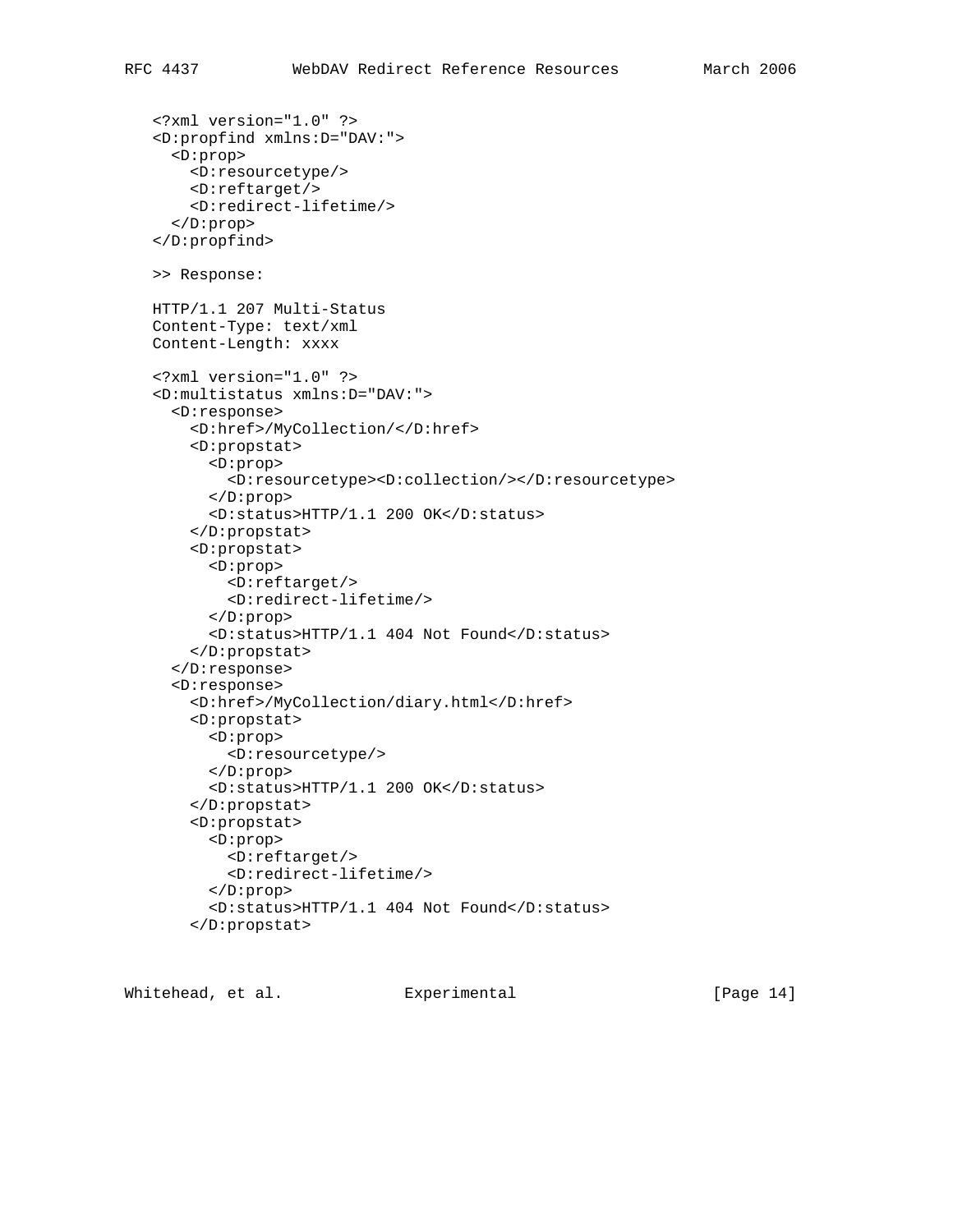```
<?xml version="1.0" ?>
<D:propfind xmlns:D="DAV:">
  <D:prop>
    <D:resourcetype/>
    <D:reftarget/>
    <D:redirect-lifetime/>
  </D:prop>
</D:propfind>
```

```
>> Response:
```

```
HTTP/1.1 207 Multi-Status
Content-Type: text/xml
Content-Length: xxxx

<?xml version="1.0" ?>
<D:multistatus xmlns:D="DAV:">
  <D:response>
    <D:href>/MyCollection/</D:href>
    <D:propstat>
      <D:prop>
        <D:resourcetype><D:collection/></D:resourcetype>
      </D:prop>
      <D:status>HTTP/1.1 200 OK</D:status>
    </D:propstat>
    <D:propstat>
      <D:prop>
        <D:reftarget/>
        <D:redirect-lifetime/>
      </D:prop>
      <D:status>HTTP/1.1 404 Not Found</D:status>
    </D:propstat>
  </D:response>
  <D:response>
    <D:href>/MyCollection/diary.html</D:href>
    <D:propstat>
      <D:prop>
        <D:resourcetype/>
      </D:prop>
      <D:status>HTTP/1.1 200 OK</D:status>
    </D:propstat>
    <D:propstat>
      <D:prop>
        <D:reftarget/>
        <D:redirect-lifetime/>
      </D:prop>
      <D:status>HTTP/1.1 404 Not Found</D:status>
    </D:propstat>
```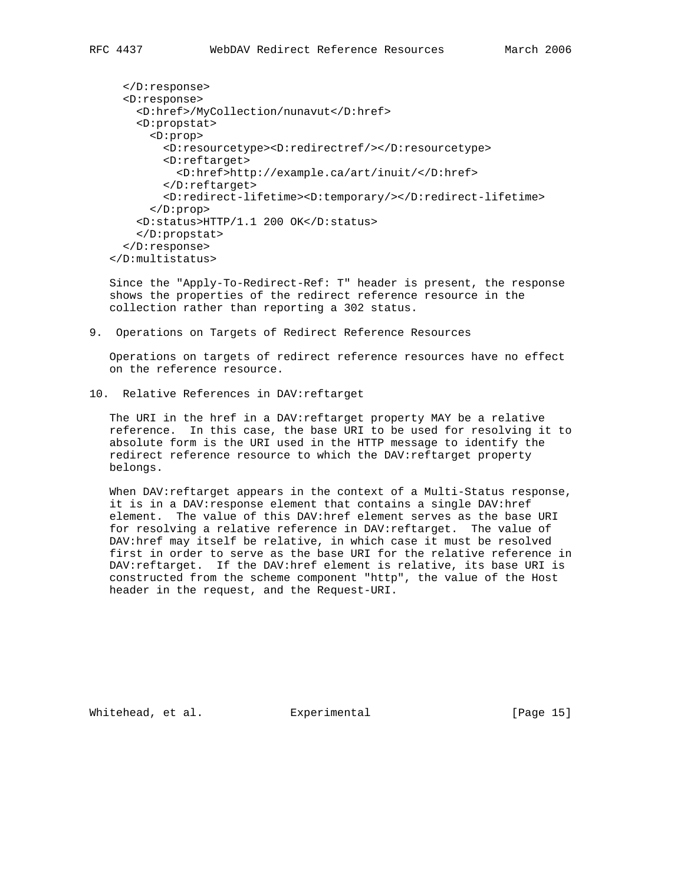```
  </D:response>
  <D:response>
    <D:href>/MyCollection/nunavut</D:href>
    <D:propstat>
      <D:prop>
        <D:resourcetype><D:redirectref/></D:resourcetype>
        <D:reftarget>
          <D:href>http://example.ca/art/inuit/</D:href>
        </D:reftarget>
        <D:redirect-lifetime><D:temporary/></D:redirect-lifetime>
      </D:prop>
    <D:status>HTTP/1.1 200 OK</D:status>
    </D:propstat>
  </D:response>
</D:multistatus>
```

Since the "Apply-To-Redirect-Ref: T" header is present, the response shows the properties of the redirect reference resource in the collection rather than reporting a 302 status.

## 9. Operations on Targets of Redirect Reference Resources

Operations on targets of redirect reference resources have no effect on the reference resource.

## 10. Relative References in DAV:reftarget

The URI in the href in a DAV:reftarget property MAY be a relative reference. In this case, the base URI to be used for resolving it to absolute form is the URI used in the HTTP message to identify the redirect reference resource to which the DAV:reftarget property belongs.

When DAV:reftarget appears in the context of a Multi-Status response, it is in a DAV:response element that contains a single DAV:href element. The value of this DAV:href element serves as the base URI for resolving a relative reference in DAV:reftarget. The value of DAV:href may itself be relative, in which case it must be resolved first in order to serve as the base URI for the relative reference in DAV:reftarget. If the DAV:href element is relative, its base URI is constructed from the scheme component "http", the value of the Host header in the request, and the Request-URI.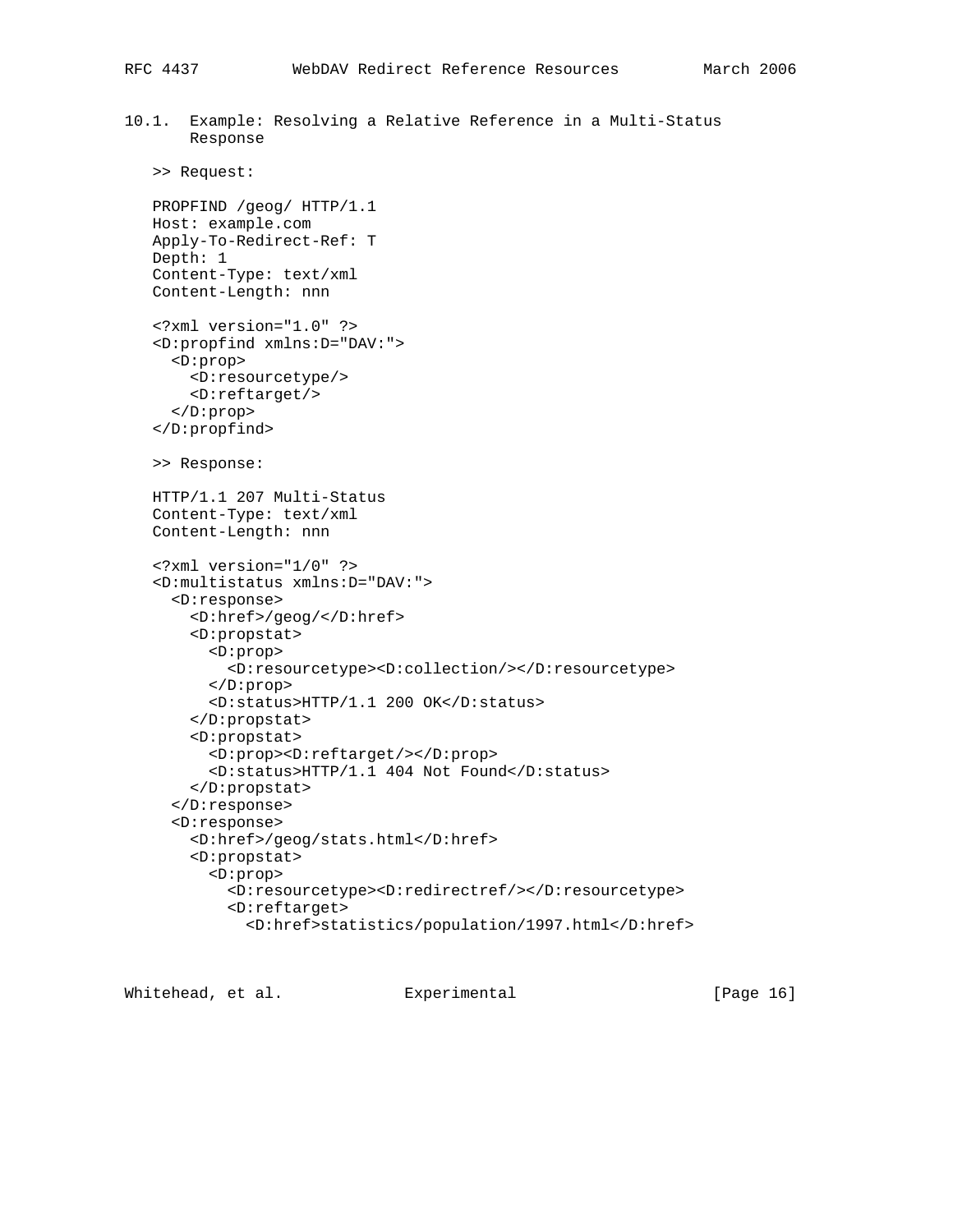### 10.1. Example: Resolving a Relative Reference in a Multi-Status Response

>> Request:

```
PROPFIND /geog/ HTTP/1.1
Host: example.com
Apply-To-Redirect-Ref: T
Depth: 1
Content-Type: text/xml
Content-Length: nnn

<?xml version="1.0" ?>
<D:propfind xmlns:D="DAV:">
  <D:prop>
    <D:resourcetype/>
    <D:reftarget/>
  </D:prop>
</D:propfind>
```

>> Response:

```
HTTP/1.1 207 Multi-Status
Content-Type: text/xml
Content-Length: nnn

<?xml version="1/0" ?>
<D:multistatus xmlns:D="DAV:">
  <D:response>
    <D:href>/geog/</D:href>
    <D:propstat>
      <D:prop>
        <D:resourcetype><D:collection/></D:resourcetype>
      </D:prop>
      <D:status>HTTP/1.1 200 OK</D:status>
    </D:propstat>
    <D:propstat>
      <D:prop><D:reftarget/></D:prop>
      <D:status>HTTP/1.1 404 Not Found</D:status>
    </D:propstat>
  </D:response>
  <D:response>
    <D:href>/geog/stats.html</D:href>
    <D:propstat>
      <D:prop>
        <D:resourcetype><D:redirectref/></D:resourcetype>
        <D:reftarget>
          <D:href>statistics/population/1997.html</D:href>
```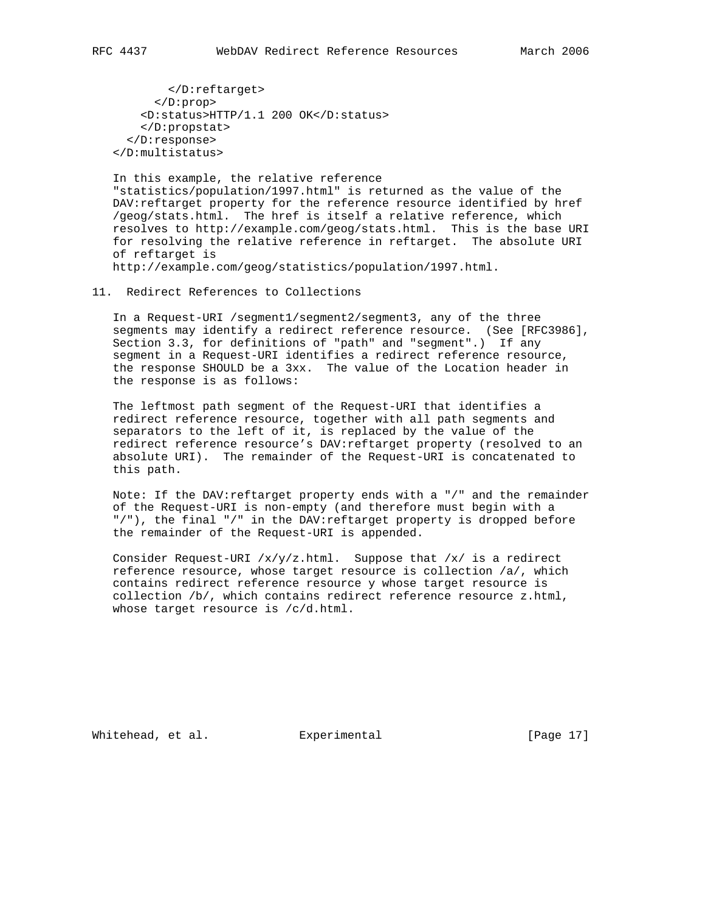```
        </D:reftarget>
      </D:prop>
    <D:status>HTTP/1.1 200 OK</D:status>
    </D:propstat>
  </D:response>
</D:multistatus>
```

In this example, the relative reference "statistics/population/1997.html" is returned as the value of the DAV:reftarget property for the reference resource identified by href /geog/stats.html. The href is itself a relative reference, which resolves to http://example.com/geog/stats.html. This is the base URI for resolving the relative reference in reftarget. The absolute URI of reftarget is http://example.com/geog/statistics/population/1997.html.

## 11. Redirect References to Collections

In a Request-URI /segment1/segment2/segment3, any of the three segments may identify a redirect reference resource. (See [RFC3986], Section 3.3, for definitions of "path" and "segment".) If any segment in a Request-URI identifies a redirect reference resource, the response SHOULD be a 3xx. The value of the Location header in the response is as follows:

The leftmost path segment of the Request-URI that identifies a redirect reference resource, together with all path segments and separators to the left of it, is replaced by the value of the redirect reference resource's DAV:reftarget property (resolved to an absolute URI). The remainder of the Request-URI is concatenated to this path.

Note: If the DAV:reftarget property ends with a "/" and the remainder of the Request-URI is non-empty (and therefore must begin with a "/"), the final "/" in the DAV:reftarget property is dropped before the remainder of the Request-URI is appended.

Consider Request-URI /x/y/z.html. Suppose that /x/ is a redirect reference resource, whose target resource is collection /a/, which contains redirect reference resource y whose target resource is collection /b/, which contains redirect reference resource z.html, whose target resource is /c/d.html.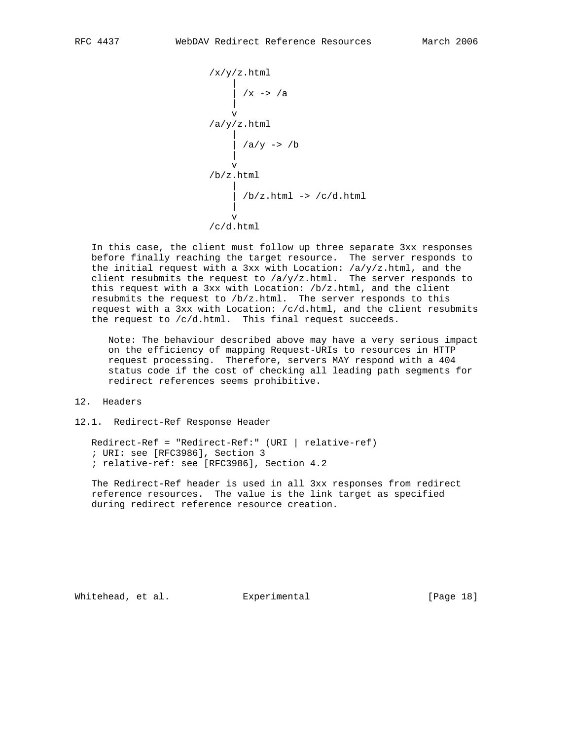```
                    /x/y/z.html
                        |
                        | /x -> /a
                        |
                        v
                    /a/y/z.html
                        |
                        | /a/y -> /b
                        |
                        v
                    /b/z.html
                        |
                        | /b/z.html -> /c/d.html
                        |
                        v
                    /c/d.html
```

In this case, the client must follow up three separate 3xx responses before finally reaching the target resource. The server responds to the initial request with a 3xx with Location: /a/y/z.html, and the client resubmits the request to /a/y/z.html. The server responds to this request with a 3xx with Location: /b/z.html, and the client resubmits the request to /b/z.html. The server responds to this request with a 3xx with Location: /c/d.html, and the client resubmits the request to /c/d.html. This final request succeeds.

> Note: The behaviour described above may have a very serious impact on the efficiency of mapping Request-URIs to resources in HTTP request processing. Therefore, servers MAY respond with a 404 status code if the cost of checking all leading path segments for redirect references seems prohibitive.

## 12. Headers

### 12.1. Redirect-Ref Response Header

```
Redirect-Ref = "Redirect-Ref:" (URI | relative-ref)
; URI: see [RFC3986], Section 3
; relative-ref: see [RFC3986], Section 4.2
```

The Redirect-Ref header is used in all 3xx responses from redirect reference resources. The value is the link target as specified during redirect reference resource creation.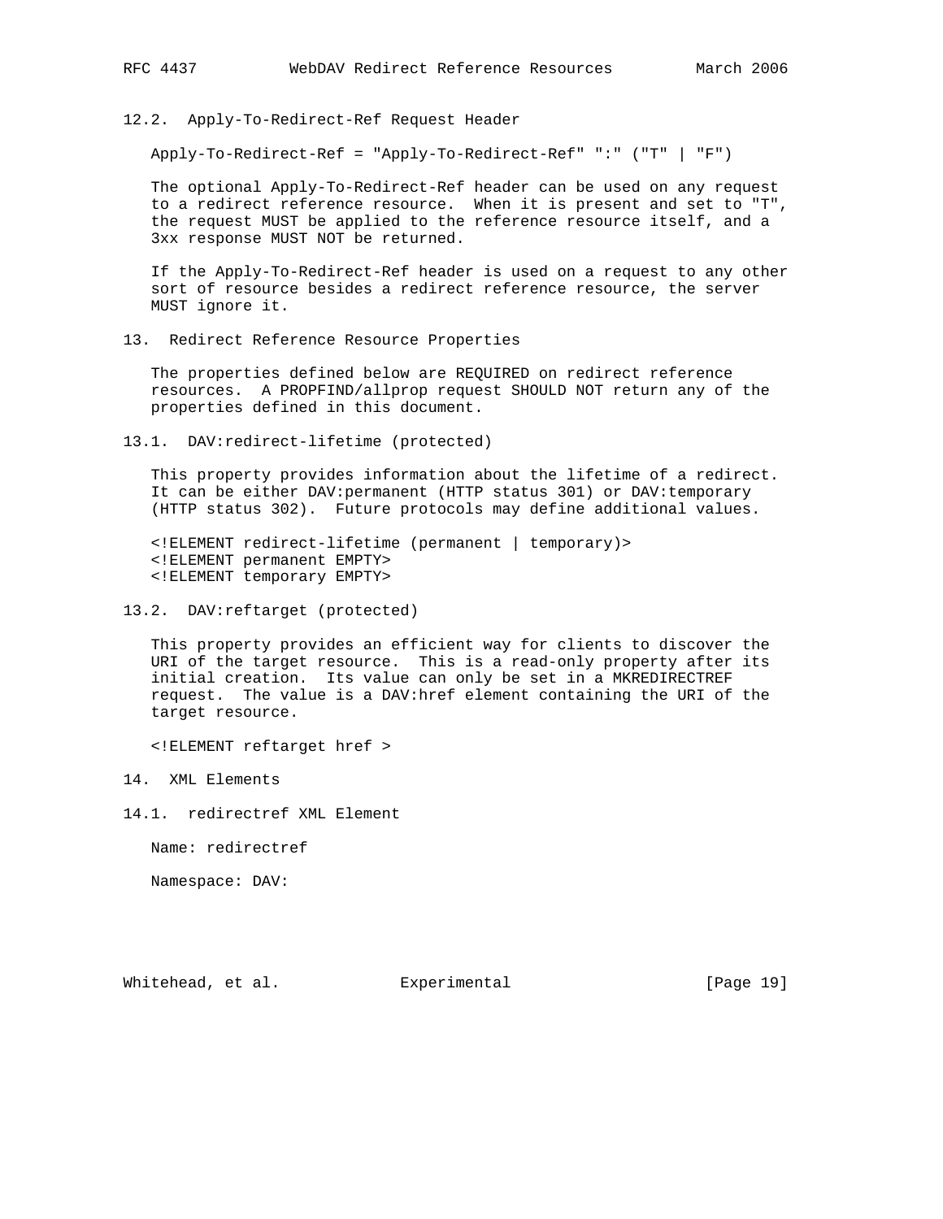### 12.2. Apply-To-Redirect-Ref Request Header

```
Apply-To-Redirect-Ref = "Apply-To-Redirect-Ref" ":" ("T" | "F")
```

The optional Apply-To-Redirect-Ref header can be used on any request to a redirect reference resource. When it is present and set to "T", the request MUST be applied to the reference resource itself, and a 3xx response MUST NOT be returned.

If the Apply-To-Redirect-Ref header is used on a request to any other sort of resource besides a redirect reference resource, the server MUST ignore it.

## 13. Redirect Reference Resource Properties

The properties defined below are REQUIRED on redirect reference resources. A PROPFIND/allprop request SHOULD NOT return any of the properties defined in this document.

### 13.1. DAV:redirect-lifetime (protected)

This property provides information about the lifetime of a redirect. It can be either DAV:permanent (HTTP status 301) or DAV:temporary (HTTP status 302). Future protocols may define additional values.

```
<!ELEMENT redirect-lifetime (permanent | temporary)>
<!ELEMENT permanent EMPTY>
<!ELEMENT temporary EMPTY>
```

### 13.2. DAV:reftarget (protected)

This property provides an efficient way for clients to discover the URI of the target resource. This is a read-only property after its initial creation. Its value can only be set in a MKREDIRECTREF request. The value is a DAV:href element containing the URI of the target resource.

```
<!ELEMENT reftarget href >
```

## 14. XML Elements

### 14.1. redirectref XML Element

Name: redirectref

Namespace: DAV: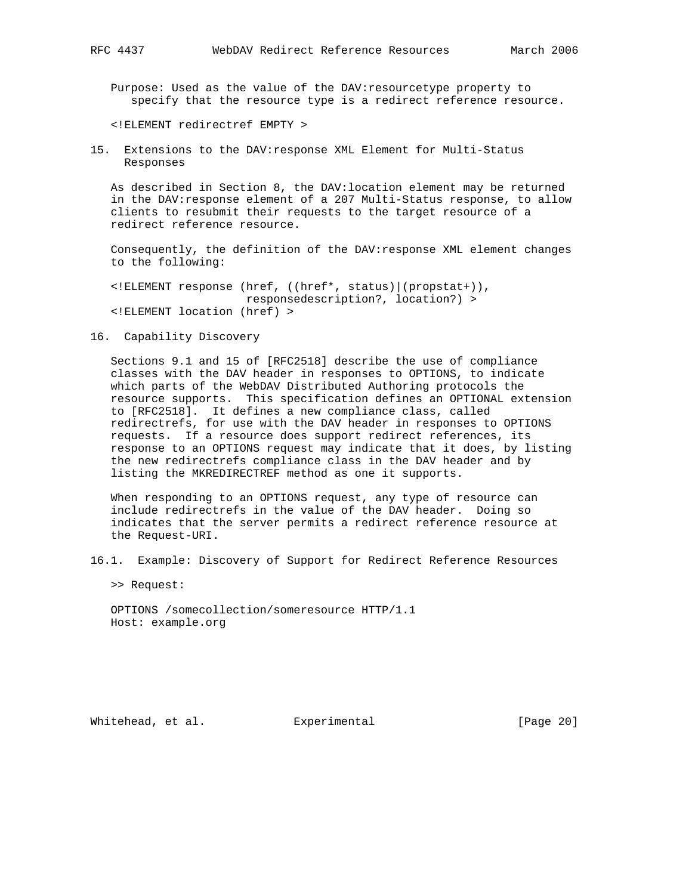Purpose: Used as the value of the DAV:resourcetype property to specify that the resource type is a redirect reference resource.

```
<!ELEMENT redirectref EMPTY >
```

## 15. Extensions to the DAV:response XML Element for Multi-Status Responses

As described in Section 8, the DAV:location element may be returned in the DAV:response element of a 207 Multi-Status response, to allow clients to resubmit their requests to the target resource of a redirect reference resource.

Consequently, the definition of the DAV:response XML element changes to the following:

```
<!ELEMENT response (href, ((href*, status)|(propstat+)),
                    responsedescription?, location?) >
<!ELEMENT location (href) >
```

## 16. Capability Discovery

Sections 9.1 and 15 of [RFC2518] describe the use of compliance classes with the DAV header in responses to OPTIONS, to indicate which parts of the WebDAV Distributed Authoring protocols the resource supports. This specification defines an OPTIONAL extension to [RFC2518]. It defines a new compliance class, called redirectrefs, for use with the DAV header in responses to OPTIONS requests. If a resource does support redirect references, its response to an OPTIONS request may indicate that it does, by listing the new redirectrefs compliance class in the DAV header and by listing the MKREDIRECTREF method as one it supports.

When responding to an OPTIONS request, any type of resource can include redirectrefs in the value of the DAV header. Doing so indicates that the server permits a redirect reference resource at the Request-URI.

### 16.1. Example: Discovery of Support for Redirect Reference Resources

>> Request:

```
OPTIONS /somecollection/someresource HTTP/1.1
Host: example.org
```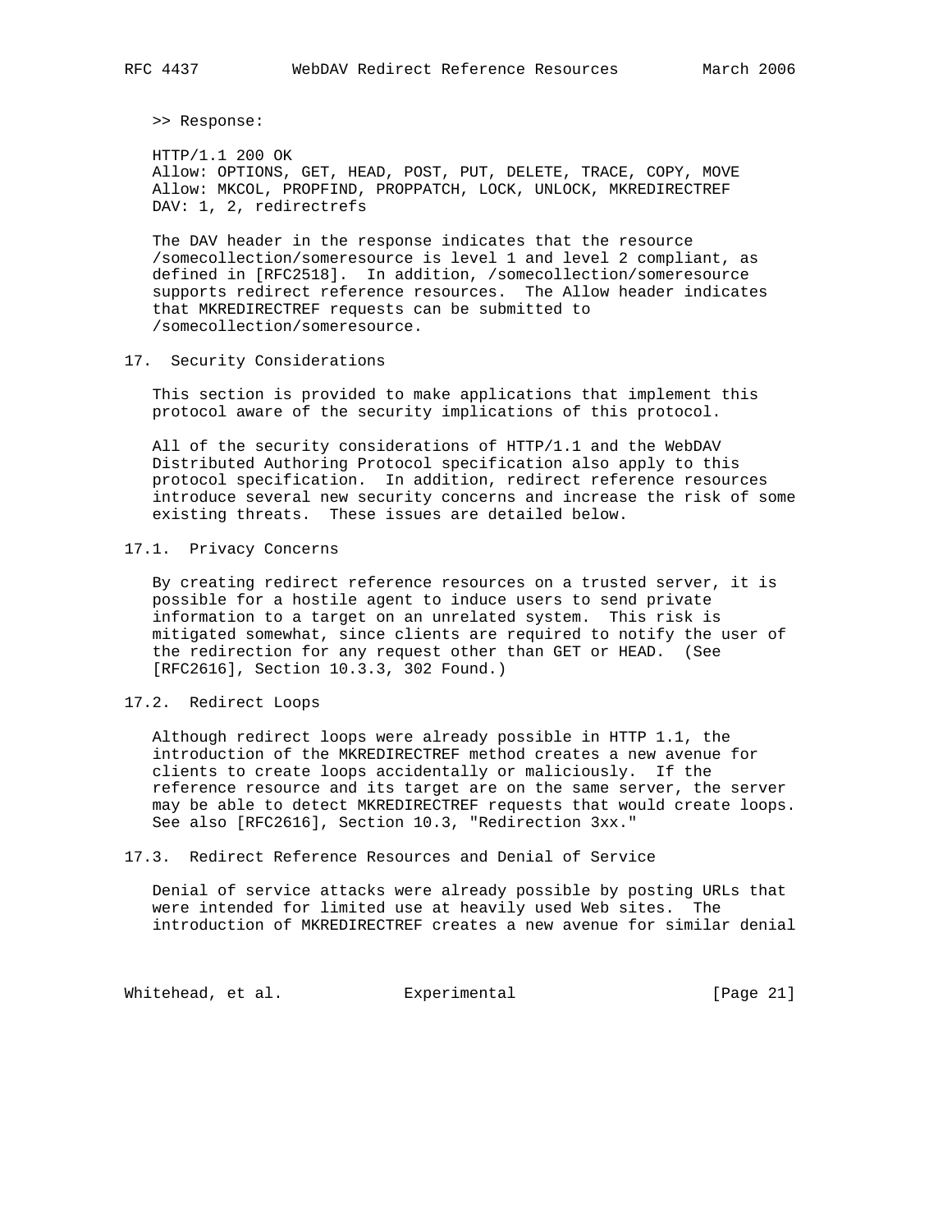>> Response:

```
HTTP/1.1 200 OK
Allow: OPTIONS, GET, HEAD, POST, PUT, DELETE, TRACE, COPY, MOVE
Allow: MKCOL, PROPFIND, PROPPATCH, LOCK, UNLOCK, MKREDIRECTREF
DAV: 1, 2, redirectrefs
```

The DAV header in the response indicates that the resource /somecollection/someresource is level 1 and level 2 compliant, as defined in [RFC2518]. In addition, /somecollection/someresource supports redirect reference resources. The Allow header indicates that MKREDIRECTREF requests can be submitted to /somecollection/someresource.

## 17. Security Considerations

This section is provided to make applications that implement this protocol aware of the security implications of this protocol.

All of the security considerations of HTTP/1.1 and the WebDAV Distributed Authoring Protocol specification also apply to this protocol specification. In addition, redirect reference resources introduce several new security concerns and increase the risk of some existing threats. These issues are detailed below.

### 17.1. Privacy Concerns

By creating redirect reference resources on a trusted server, it is possible for a hostile agent to induce users to send private information to a target on an unrelated system. This risk is mitigated somewhat, since clients are required to notify the user of the redirection for any request other than GET or HEAD. (See [RFC2616], Section 10.3.3, 302 Found.)

### 17.2. Redirect Loops

Although redirect loops were already possible in HTTP 1.1, the introduction of the MKREDIRECTREF method creates a new avenue for clients to create loops accidentally or maliciously. If the reference resource and its target are on the same server, the server may be able to detect MKREDIRECTREF requests that would create loops. See also [RFC2616], Section 10.3, "Redirection 3xx."

### 17.3. Redirect Reference Resources and Denial of Service

Denial of service attacks were already possible by posting URLs that were intended for limited use at heavily used Web sites. The introduction of MKREDIRECTREF creates a new avenue for similar denial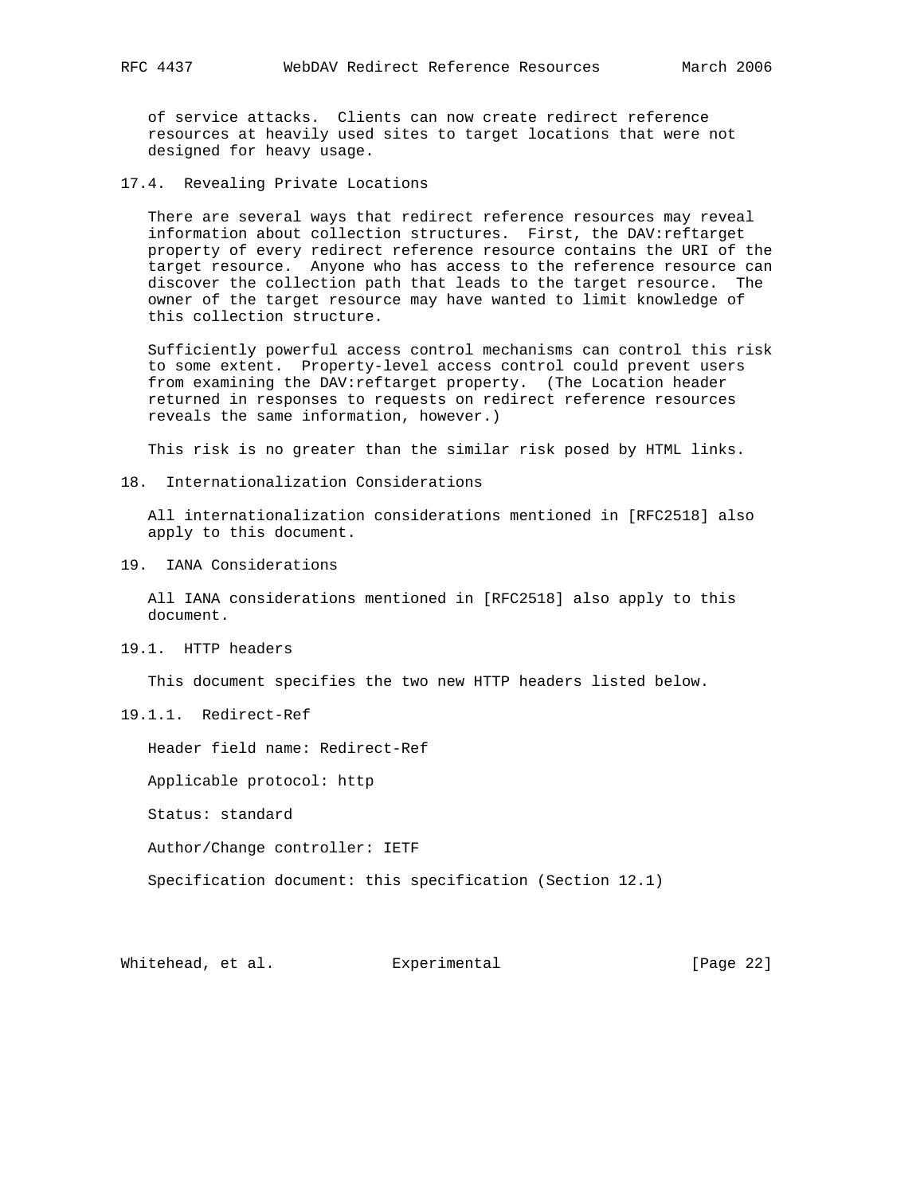of service attacks. Clients can now create redirect reference resources at heavily used sites to target locations that were not designed for heavy usage.

### 17.4. Revealing Private Locations

There are several ways that redirect reference resources may reveal information about collection structures. First, the DAV:reftarget property of every redirect reference resource contains the URI of the target resource. Anyone who has access to the reference resource can discover the collection path that leads to the target resource. The owner of the target resource may have wanted to limit knowledge of this collection structure.

Sufficiently powerful access control mechanisms can control this risk to some extent. Property-level access control could prevent users from examining the DAV:reftarget property. (The Location header returned in responses to requests on redirect reference resources reveals the same information, however.)

This risk is no greater than the similar risk posed by HTML links.

## 18. Internationalization Considerations

All internationalization considerations mentioned in [RFC2518] also apply to this document.

## 19. IANA Considerations

All IANA considerations mentioned in [RFC2518] also apply to this document.

### 19.1. HTTP headers

This document specifies the two new HTTP headers listed below.

#### 19.1.1. Redirect-Ref

Header field name: Redirect-Ref

Applicable protocol: http

Status: standard

Author/Change controller: IETF

Specification document: this specification (Section 12.1)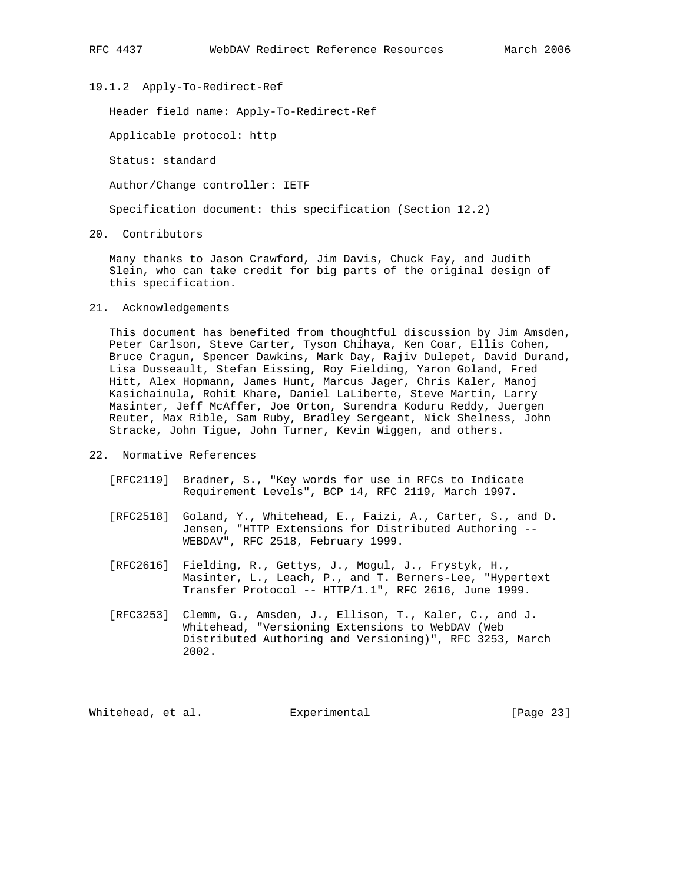### 19.1.2 Apply-To-Redirect-Ref

Header field name: Apply-To-Redirect-Ref

Applicable protocol: http

Status: standard

Author/Change controller: IETF

Specification document: this specification (Section 12.2)

## 20. Contributors

Many thanks to Jason Crawford, Jim Davis, Chuck Fay, and Judith Slein, who can take credit for big parts of the original design of this specification.

## 21. Acknowledgements

This document has benefited from thoughtful discussion by Jim Amsden, Peter Carlson, Steve Carter, Tyson Chihaya, Ken Coar, Ellis Cohen, Bruce Cragun, Spencer Dawkins, Mark Day, Rajiv Dulepet, David Durand, Lisa Dusseault, Stefan Eissing, Roy Fielding, Yaron Goland, Fred Hitt, Alex Hopmann, James Hunt, Marcus Jager, Chris Kaler, Manoj Kasichainula, Rohit Khare, Daniel LaLiberte, Steve Martin, Larry Masinter, Jeff McAffer, Joe Orton, Surendra Koduru Reddy, Juergen Reuter, Max Rible, Sam Ruby, Bradley Sergeant, Nick Shelness, John Stracke, John Tigue, John Turner, Kevin Wiggen, and others.

## 22. Normative References

[RFC2119] Bradner, S., "Key words for use in RFCs to Indicate Requirement Levels", BCP 14, RFC 2119, March 1997.

[RFC2518] Goland, Y., Whitehead, E., Faizi, A., Carter, S., and D. Jensen, "HTTP Extensions for Distributed Authoring -- WEBDAV", RFC 2518, February 1999.

[RFC2616] Fielding, R., Gettys, J., Mogul, J., Frystyk, H., Masinter, L., Leach, P., and T. Berners-Lee, "Hypertext Transfer Protocol -- HTTP/1.1", RFC 2616, June 1999.

[RFC3253] Clemm, G., Amsden, J., Ellison, T., Kaler, C., and J. Whitehead, "Versioning Extensions to WebDAV (Web Distributed Authoring and Versioning)", RFC 3253, March 2002.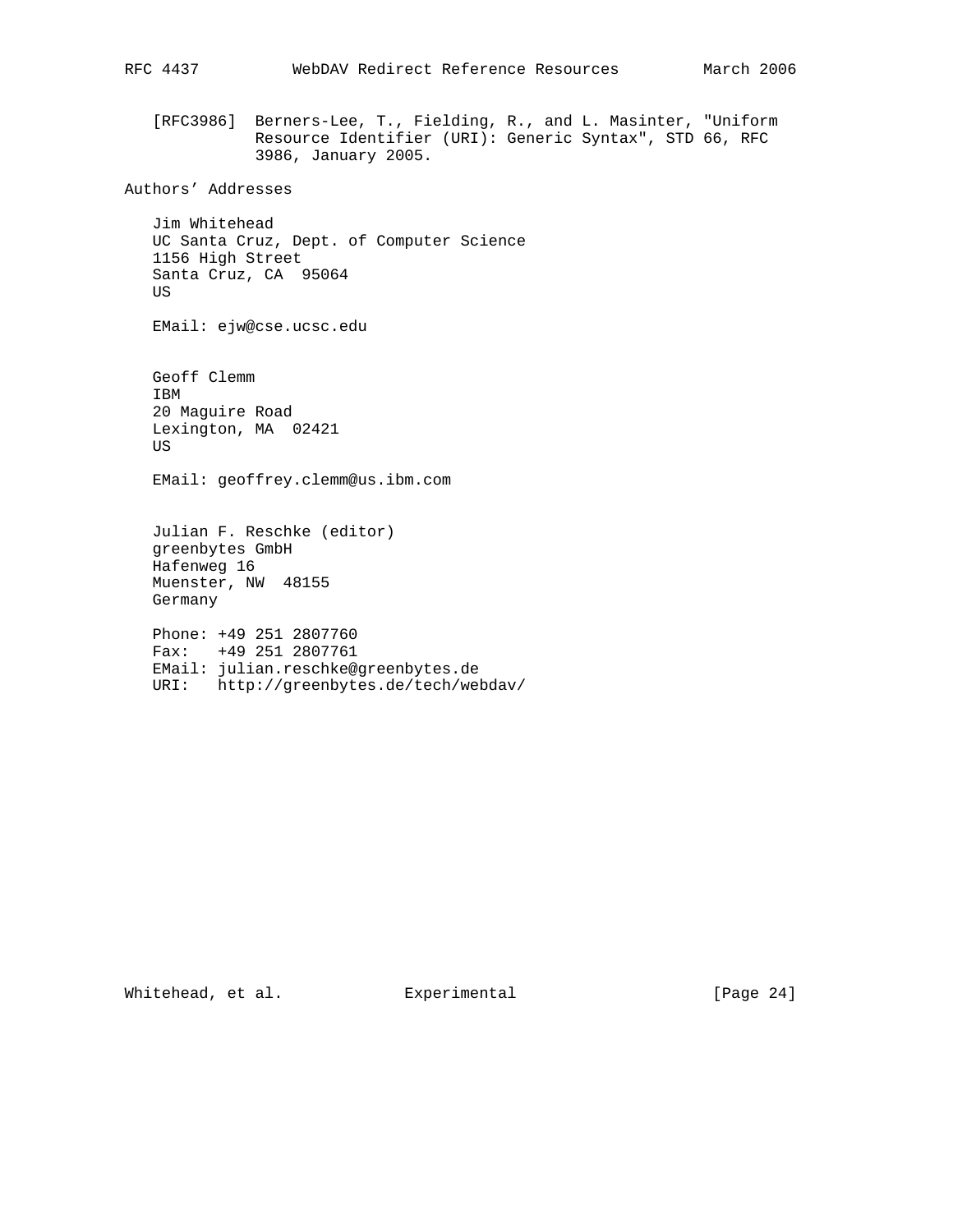[RFC3986] Berners-Lee, T., Fielding, R., and L. Masinter, "Uniform Resource Identifier (URI): Generic Syntax", STD 66, RFC 3986, January 2005.

## Authors' Addresses

Jim Whitehead
UC Santa Cruz, Dept. of Computer Science
1156 High Street
Santa Cruz, CA 95064
US

EMail: ejw@cse.ucsc.edu

Geoff Clemm
IBM
20 Maguire Road
Lexington, MA 02421
US

EMail: geoffrey.clemm@us.ibm.com

Julian F. Reschke (editor)
greenbytes GmbH
Hafenweg 16
Muenster, NW 48155
Germany

Phone: +49 251 2807760
Fax: +49 251 2807761
EMail: julian.reschke@greenbytes.de
URI: http://greenbytes.de/tech/webdav/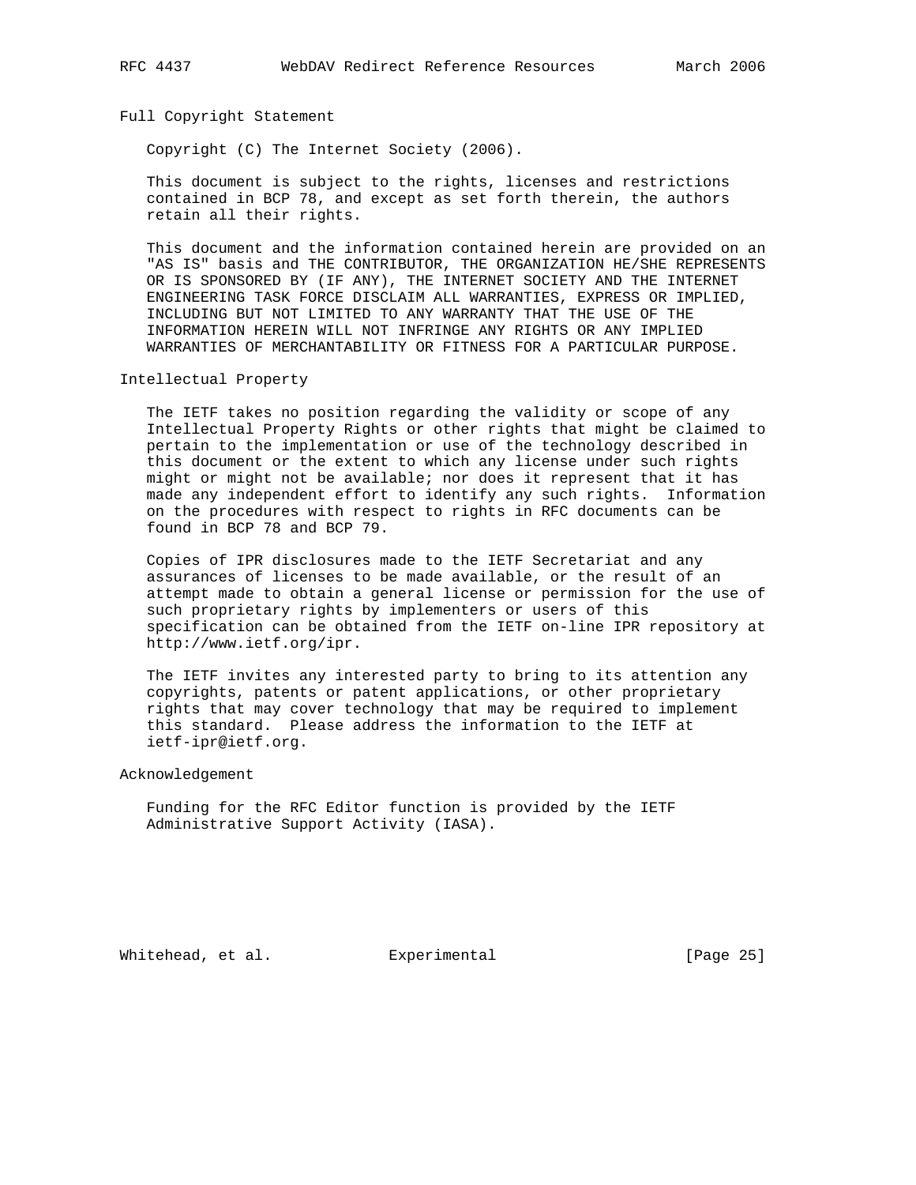## Full Copyright Statement

Copyright (C) The Internet Society (2006).

This document is subject to the rights, licenses and restrictions contained in BCP 78, and except as set forth therein, the authors retain all their rights.

This document and the information contained herein are provided on an "AS IS" basis and THE CONTRIBUTOR, THE ORGANIZATION HE/SHE REPRESENTS OR IS SPONSORED BY (IF ANY), THE INTERNET SOCIETY AND THE INTERNET ENGINEERING TASK FORCE DISCLAIM ALL WARRANTIES, EXPRESS OR IMPLIED, INCLUDING BUT NOT LIMITED TO ANY WARRANTY THAT THE USE OF THE INFORMATION HEREIN WILL NOT INFRINGE ANY RIGHTS OR ANY IMPLIED WARRANTIES OF MERCHANTABILITY OR FITNESS FOR A PARTICULAR PURPOSE.

## Intellectual Property

The IETF takes no position regarding the validity or scope of any Intellectual Property Rights or other rights that might be claimed to pertain to the implementation or use of the technology described in this document or the extent to which any license under such rights might or might not be available; nor does it represent that it has made any independent effort to identify any such rights. Information on the procedures with respect to rights in RFC documents can be found in BCP 78 and BCP 79.

Copies of IPR disclosures made to the IETF Secretariat and any assurances of licenses to be made available, or the result of an attempt made to obtain a general license or permission for the use of such proprietary rights by implementers or users of this specification can be obtained from the IETF on-line IPR repository at http://www.ietf.org/ipr.

The IETF invites any interested party to bring to its attention any copyrights, patents or patent applications, or other proprietary rights that may cover technology that may be required to implement this standard. Please address the information to the IETF at ietf-ipr@ietf.org.

## Acknowledgement

Funding for the RFC Editor function is provided by the IETF Administrative Support Activity (IASA).